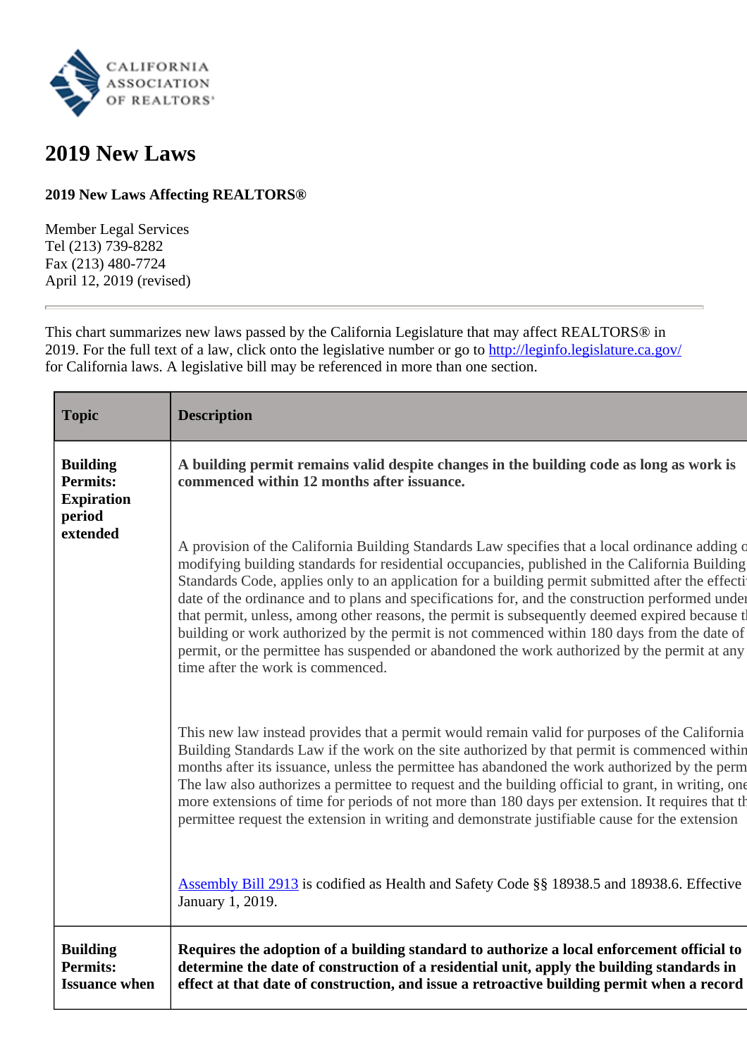CALIFORNIA ASSOCIATION OF REALTORS®

# 2019 New Laws

**2019 New Laws Affecting REALTORS®**

Member Legal Services
Tel (213) 739-8282
Fax (213) 480-7724
April 12, 2019 (revised)

---

This chart summarizes new laws passed by the California Legislature that may affect REALTORS® in 2019. For the full text of a law, click onto the legislative number or go to http://leginfo.legislature.ca.gov/ for California laws. A legislative bill may be referenced in more than one section.

| Topic | Description |
|---|---|
| **Building Permits: Expiration period extended** | **A building permit remains valid despite changes in the building code as long as work is commenced within 12 months after issuance.**<br><br>A provision of the California Building Standards Law specifies that a local ordinance adding o modifying building standards for residential occupancies, published in the California Building Standards Code, applies only to an application for a building permit submitted after the effecti date of the ordinance and to plans and specifications for, and the construction performed under that permit, unless, among other reasons, the permit is subsequently deemed expired because t building or work authorized by the permit is not commenced within 180 days from the date of permit, or the permittee has suspended or abandoned the work authorized by the permit at any time after the work is commenced.<br><br>This new law instead provides that a permit would remain valid for purposes of the California Building Standards Law if the work on the site authorized by that permit is commenced within months after its issuance, unless the permittee has abandoned the work authorized by the perm The law also authorizes a permittee to request and the building official to grant, in writing, one more extensions of time for periods of not more than 180 days per extension. It requires that th permittee request the extension in writing and demonstrate justifiable cause for the extension<br><br>Assembly Bill 2913 is codified as Health and Safety Code §§ 18938.5 and 18938.6. Effective January 1, 2019. |
| **Building Permits: Issuance when** | **Requires the adoption of a building standard to authorize a local enforcement official to determine the date of construction of a residential unit, apply the building standards in effect at that date of construction, and issue a retroactive building permit when a record** |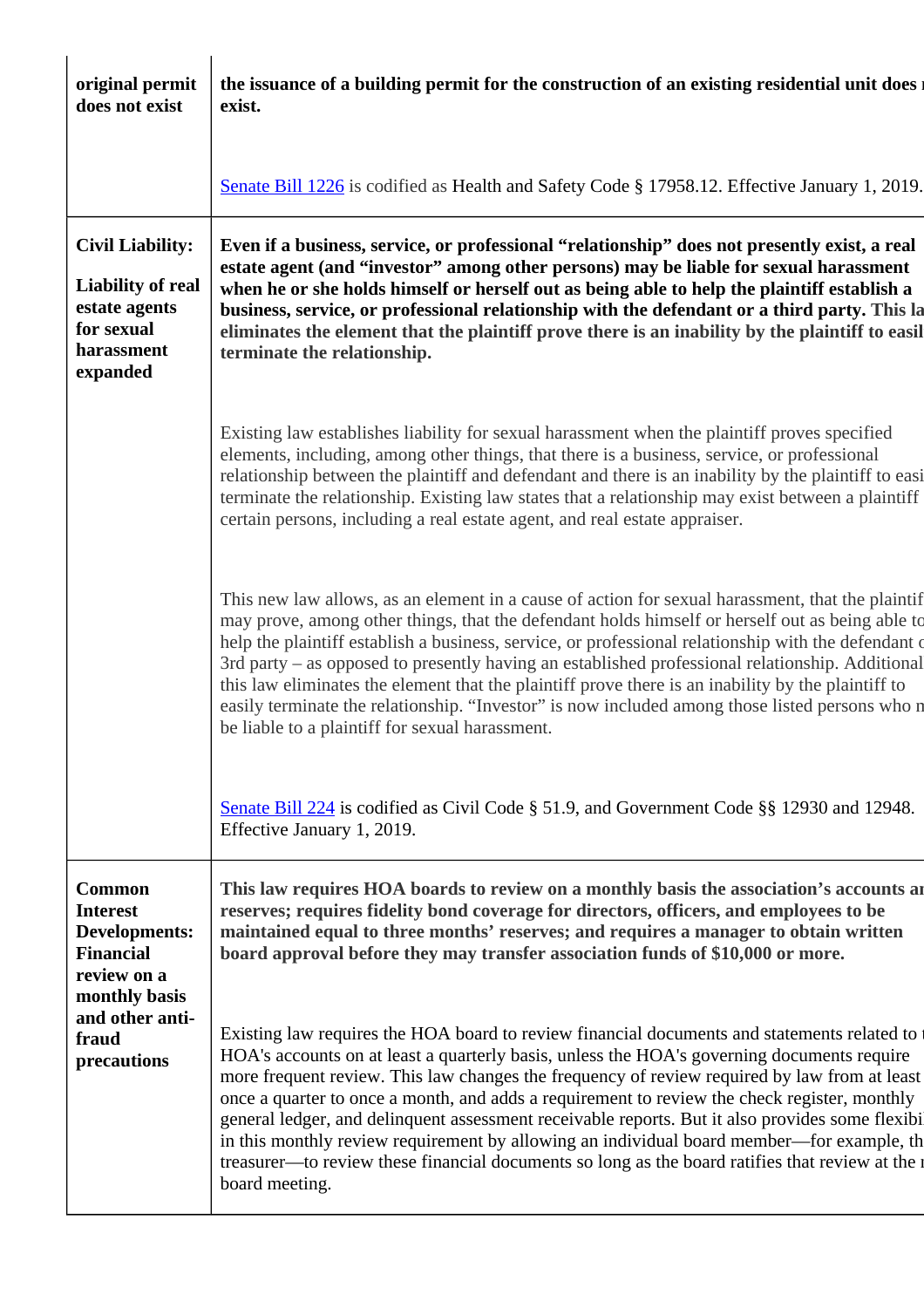| | |
|---|---|
| **original permit does not exist** | **the issuance of a building permit for the construction of an existing residential unit does r exist.**<br><br>Senate Bill 1226 is codified as Health and Safety Code § 17958.12. Effective January 1, 2019. |
| **Civil Liability:**<br><br>**Liability of real estate agents for sexual harassment expanded** | **Even if a business, service, or professional "relationship" does not presently exist, a real estate agent (and "investor" among other persons) may be liable for sexual harassment when he or she holds himself or herself out as being able to help the plaintiff establish a business, service, or professional relationship with the defendant or a third party.** **This la eliminates the element that the plaintiff prove there is an inability by the plaintiff to easil terminate the relationship.**<br><br>Existing law establishes liability for sexual harassment when the plaintiff proves specified elements, including, among other things, that there is a business, service, or professional relationship between the plaintiff and defendant and there is an inability by the plaintiff to easi terminate the relationship. Existing law states that a relationship may exist between a plaintiff certain persons, including a real estate agent, and real estate appraiser.<br><br>This new law allows, as an element in a cause of action for sexual harassment, that the plaintif may prove, among other things, that the defendant holds himself or herself out as being able to help the plaintiff establish a business, service, or professional relationship with the defendant c 3rd party – as opposed to presently having an established professional relationship. Additional this law eliminates the element that the plaintiff prove there is an inability by the plaintiff to easily terminate the relationship. "Investor" is now included among those listed persons who n be liable to a plaintiff for sexual harassment.<br><br>Senate Bill 224 is codified as Civil Code § 51.9, and Government Code §§ 12930 and 12948. Effective January 1, 2019. |
| **Common Interest Developments: Financial review on a monthly basis and other anti-fraud precautions** | **This law requires HOA boards to review on a monthly basis the association's accounts ar reserves; requires fidelity bond coverage for directors, officers, and employees to be maintained equal to three months' reserves; and requires a manager to obtain written board approval before they may transfer association funds of $10,000 or more.**<br><br>Existing law requires the HOA board to review financial documents and statements related to HOA's accounts on at least a quarterly basis, unless the HOA's governing documents require more frequent review. This law changes the frequency of review required by law from at least once a quarter to once a month, and adds a requirement to review the check register, monthly general ledger, and delinquent assessment receivable reports. But it also provides some flexibi in this monthly review requirement by allowing an individual board member—for example, th treasurer—to review these financial documents so long as the board ratifies that review at the r board meeting. |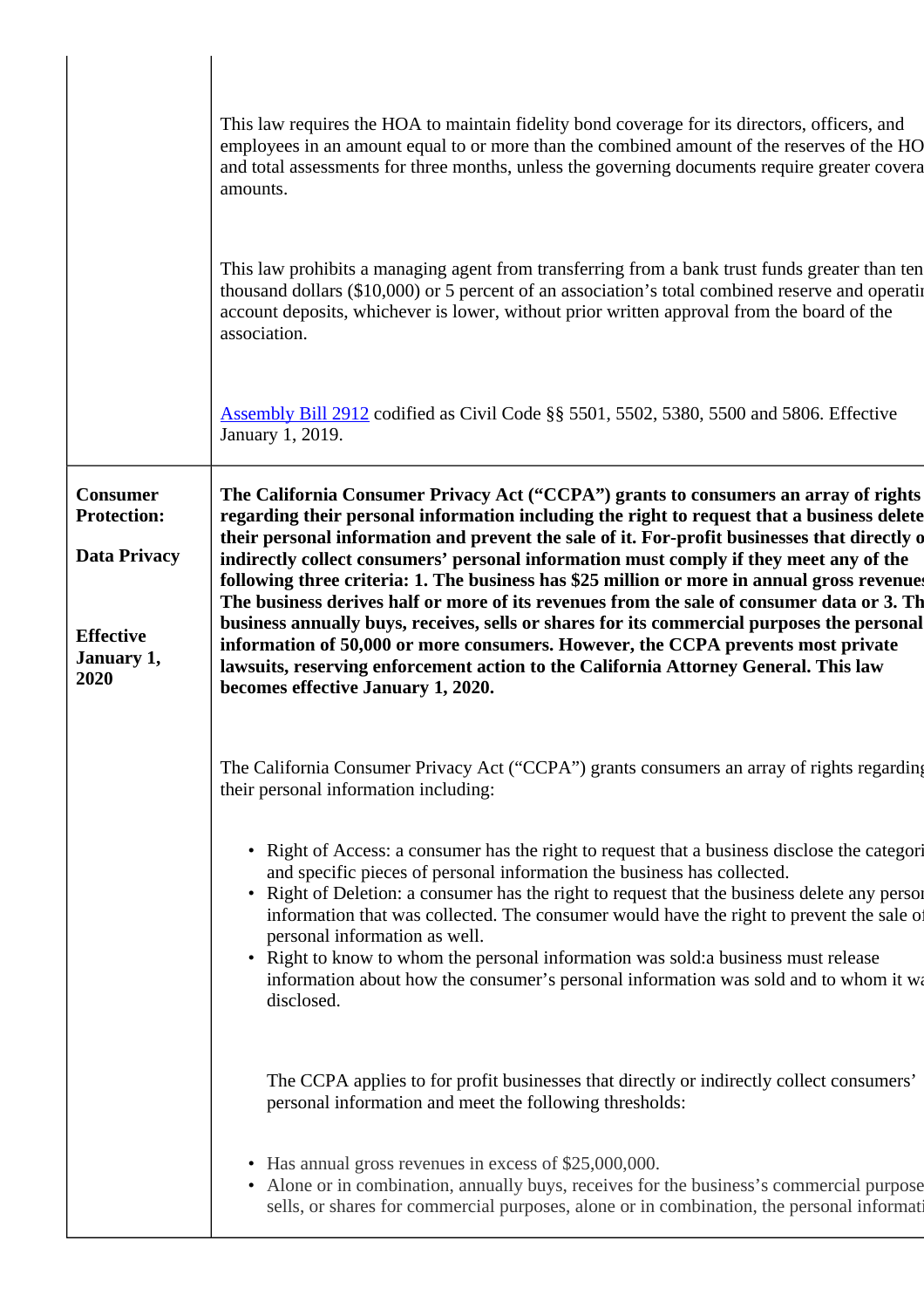| | |
|---|---|
| | This law requires the HOA to maintain fidelity bond coverage for its directors, officers, and employees in an amount equal to or more than the combined amount of the reserves of the HO and total assessments for three months, unless the governing documents require greater covera amounts.<br><br>This law prohibits a managing agent from transferring from a bank trust funds greater than ten thousand dollars ($10,000) or 5 percent of an association's total combined reserve and operatin account deposits, whichever is lower, without prior written approval from the board of the association.<br><br>Assembly Bill 2912 codified as Civil Code §§ 5501, 5502, 5380, 5500 and 5806. Effective January 1, 2019. |
| **Consumer Protection:**<br><br>**Data Privacy**<br><br>**Effective January 1, 2020** | **The California Consumer Privacy Act ("CCPA") grants to consumers an array of rights regarding their personal information including the right to request that a business delete their personal information and prevent the sale of it. For-profit businesses that directly o indirectly collect consumers' personal information must comply if they meet any of the following three criteria: 1. The business has $25 million or more in annual gross revenue The business derives half or more of its revenues from the sale of consumer data or 3. Th business annually buys, receives, sells or shares for its commercial purposes the personal information of 50,000 or more consumers. However, the CCPA prevents most private lawsuits, reserving enforcement action to the California Attorney General. This law becomes effective January 1, 2020.**<br><br>The California Consumer Privacy Act ("CCPA") grants consumers an array of rights regarding their personal information including:<br><br>• Right of Access: a consumer has the right to request that a business disclose the categori and specific pieces of personal information the business has collected.<br>• Right of Deletion: a consumer has the right to request that the business delete any person information that was collected. The consumer would have the right to prevent the sale o personal information as well.<br>• Right to know to whom the personal information was sold:a business must release information about how the consumer's personal information was sold and to whom it wa disclosed.<br><br>The CCPA applies to for profit businesses that directly or indirectly collect consumers' personal information and meet the following thresholds:<br><br>• Has annual gross revenues in excess of $25,000,000.<br>• Alone or in combination, annually buys, receives for the business's commercial purpose sells, or shares for commercial purposes, alone or in combination, the personal informati |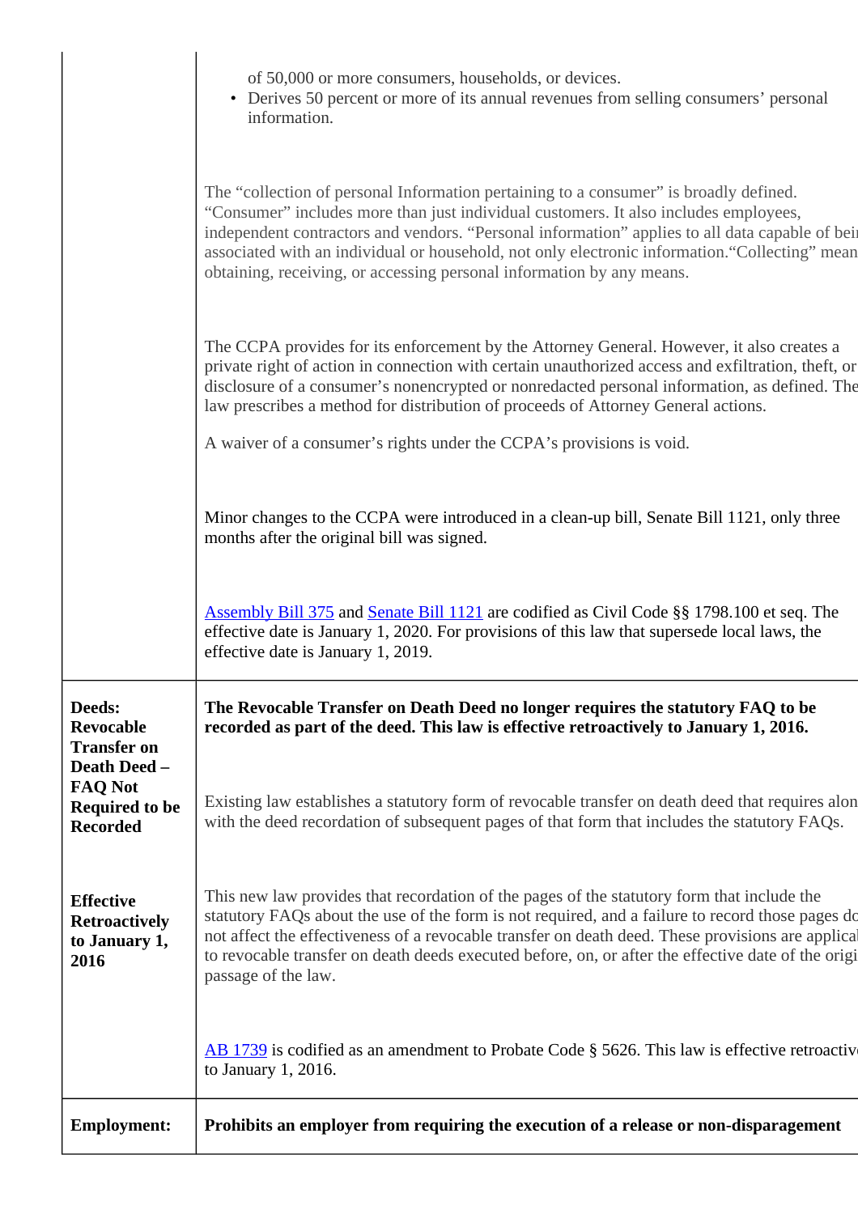| | |
|---|---|
| | of 50,000 or more consumers, households, or devices.<br>• Derives 50 percent or more of its annual revenues from selling consumers' personal information.<br><br>The "collection of personal Information pertaining to a consumer" is broadly defined. "Consumer" includes more than just individual customers. It also includes employees, independent contractors and vendors. "Personal information" applies to all data capable of bei associated with an individual or household, not only electronic information."Collecting" mean obtaining, receiving, or accessing personal information by any means.<br><br>The CCPA provides for its enforcement by the Attorney General. However, it also creates a private right of action in connection with certain unauthorized access and exfiltration, theft, or disclosure of a consumer's nonencrypted or nonredacted personal information, as defined. The law prescribes a method for distribution of proceeds of Attorney General actions.<br><br>A waiver of a consumer's rights under the CCPA's provisions is void.<br><br>Minor changes to the CCPA were introduced in a clean-up bill, Senate Bill 1121, only three months after the original bill was signed.<br><br>Assembly Bill 375 and Senate Bill 1121 are codified as Civil Code §§ 1798.100 et seq. The effective date is January 1, 2020. For provisions of this law that supersede local laws, the effective date is January 1, 2019. |
| **Deeds: Revocable Transfer on Death Deed – FAQ Not Required to be Recorded**<br><br>**Effective Retroactively to January 1, 2016** | **The Revocable Transfer on Death Deed no longer requires the statutory FAQ to be recorded as part of the deed. This law is effective retroactively to January 1, 2016.**<br><br>Existing law establishes a statutory form of revocable transfer on death deed that requires alon with the deed recordation of subsequent pages of that form that includes the statutory FAQs.<br><br>This new law provides that recordation of the pages of the statutory form that include the statutory FAQs about the use of the form is not required, and a failure to record those pages do not affect the effectiveness of a revocable transfer on death deed. These provisions are applicab to revocable transfer on death deeds executed before, on, or after the effective date of the origi passage of the law.<br><br>AB 1739 is codified as an amendment to Probate Code § 5626. This law is effective retroactiv to January 1, 2016. |
| **Employment:** | **Prohibits an employer from requiring the execution of a release or non-disparagement** |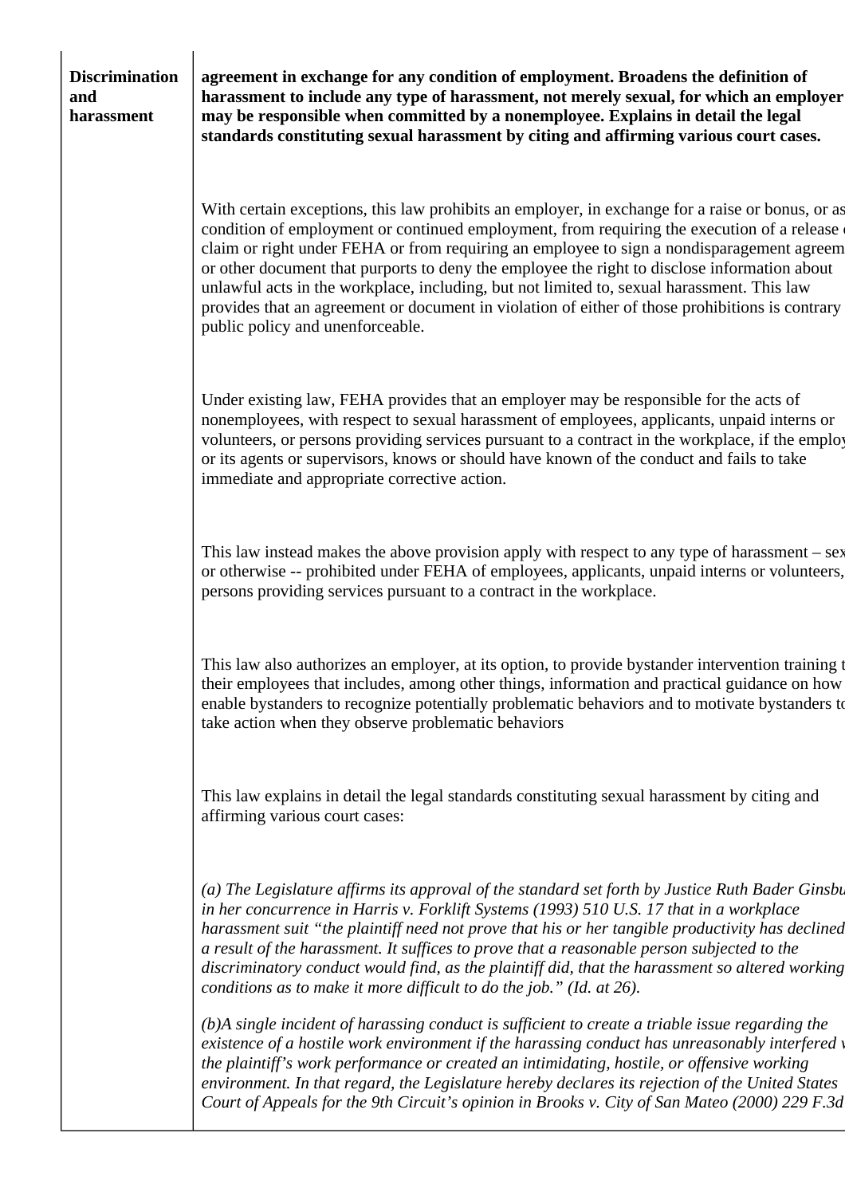| Discrimination and harassment | **agreement in exchange for any condition of employment. Broadens the definition of harassment to include any type of harassment, not merely sexual, for which an employer may be responsible when committed by a nonemployee. Explains in detail the legal standards constituting sexual harassment by citing and affirming various court cases.**<br><br>With certain exceptions, this law prohibits an employer, in exchange for a raise or bonus, or as condition of employment or continued employment, from requiring the execution of a release of claim or right under FEHA or from requiring an employee to sign a nondisparagement agreem or other document that purports to deny the employee the right to disclose information about unlawful acts in the workplace, including, but not limited to, sexual harassment. This law provides that an agreement or document in violation of either of those prohibitions is contrary public policy and unenforceable.<br><br>Under existing law, FEHA provides that an employer may be responsible for the acts of nonemployees, with respect to sexual harassment of employees, applicants, unpaid interns or volunteers, or persons providing services pursuant to a contract in the workplace, if the employ or its agents or supervisors, knows or should have known of the conduct and fails to take immediate and appropriate corrective action.<br><br>This law instead makes the above provision apply with respect to any type of harassment – sex or otherwise -- prohibited under FEHA of employees, applicants, unpaid interns or volunteers, persons providing services pursuant to a contract in the workplace.<br><br>This law also authorizes an employer, at its option, to provide bystander intervention training t their employees that includes, among other things, information and practical guidance on how enable bystanders to recognize potentially problematic behaviors and to motivate bystanders to take action when they observe problematic behaviors<br><br>This law explains in detail the legal standards constituting sexual harassment by citing and affirming various court cases:<br><br>*(a) The Legislature affirms its approval of the standard set forth by Justice Ruth Bader Ginsbu in her concurrence in Harris v. Forklift Systems (1993) 510 U.S. 17 that in a workplace harassment suit "the plaintiff need not prove that his or her tangible productivity has declined a result of the harassment. It suffices to prove that a reasonable person subjected to the discriminatory conduct would find, as the plaintiff did, that the harassment so altered working conditions as to make it more difficult to do the job." (Id. at 26).*<br><br>*(b)A single incident of harassing conduct is sufficient to create a triable issue regarding the existence of a hostile work environment if the harassing conduct has unreasonably interfered w the plaintiff's work performance or created an intimidating, hostile, or offensive working environment. In that regard, the Legislature hereby declares its rejection of the United States Court of Appeals for the 9th Circuit's opinion in Brooks v. City of San Mateo (2000) 229 F.3d* |
|---|---|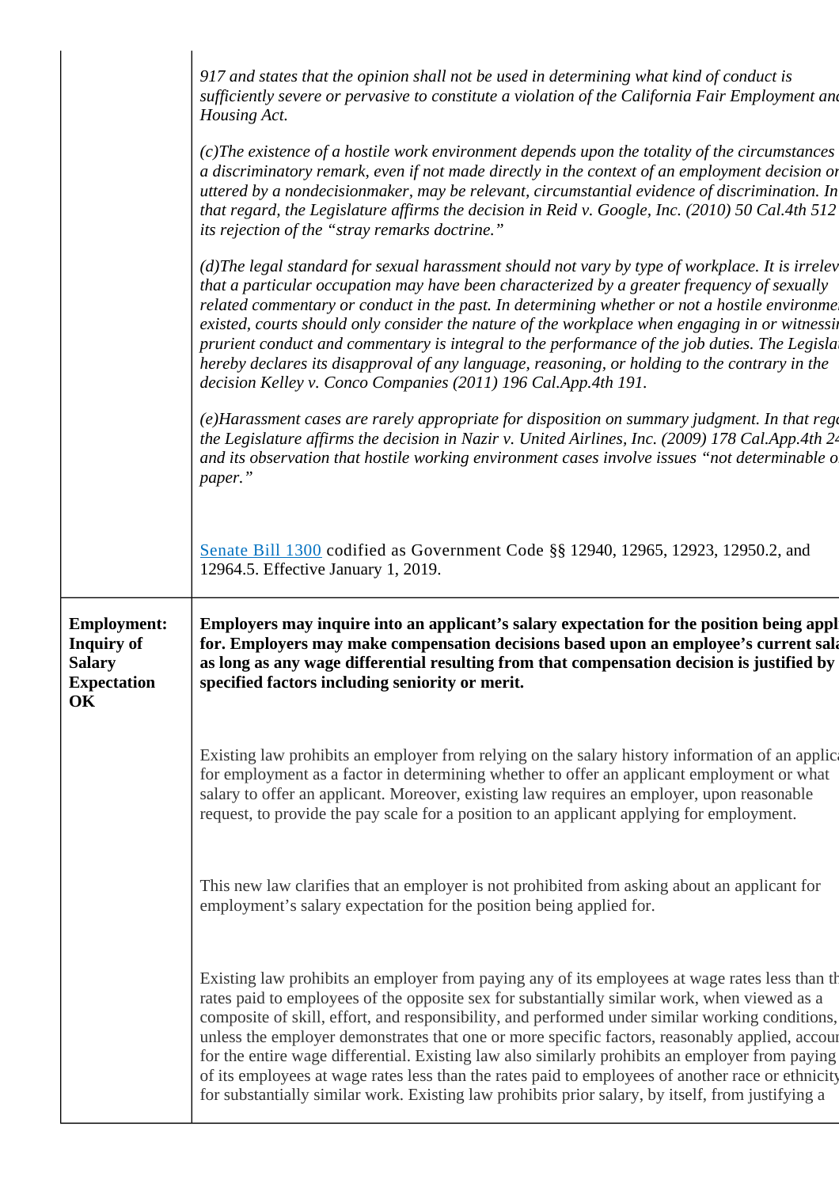| | |
|---|---|
| | *917 and states that the opinion shall not be used in determining what kind of conduct is sufficiently severe or pervasive to constitute a violation of the California Fair Employment and Housing Act.*<br><br>*(c)The existence of a hostile work environment depends upon the totality of the circumstances a discriminatory remark, even if not made directly in the context of an employment decision or uttered by a nondecisionmaker, may be relevant, circumstantial evidence of discrimination. In that regard, the Legislature affirms the decision in Reid v. Google, Inc. (2010) 50 Cal.4th 512 its rejection of the "stray remarks doctrine."*<br><br>*(d)The legal standard for sexual harassment should not vary by type of workplace. It is irrelev that a particular occupation may have been characterized by a greater frequency of sexually related commentary or conduct in the past. In determining whether or not a hostile environme existed, courts should only consider the nature of the workplace when engaging in or witnessi prurient conduct and commentary is integral to the performance of the job duties. The Legisla hereby declares its disapproval of any language, reasoning, or holding to the contrary in the decision Kelley v. Conco Companies (2011) 196 Cal.App.4th 191.*<br><br>*(e)Harassment cases are rarely appropriate for disposition on summary judgment. In that rega the Legislature affirms the decision in Nazir v. United Airlines, Inc. (2009) 178 Cal.App.4th 24 and its observation that hostile working environment cases involve issues "not determinable o paper."*<br><br>Senate Bill 1300 codified as Government Code §§ 12940, 12965, 12923, 12950.2, and 12964.5. Effective January 1, 2019. |
| **Employment: Inquiry of Salary Expectation OK** | **Employers may inquire into an applicant's salary expectation for the position being appl for. Employers may make compensation decisions based upon an employee's current sala as long as any wage differential resulting from that compensation decision is justified by specified factors including seniority or merit.**<br><br>Existing law prohibits an employer from relying on the salary history information of an applica for employment as a factor in determining whether to offer an applicant employment or what salary to offer an applicant. Moreover, existing law requires an employer, upon reasonable request, to provide the pay scale for a position to an applicant applying for employment.<br><br>This new law clarifies that an employer is not prohibited from asking about an applicant for employment's salary expectation for the position being applied for.<br><br>Existing law prohibits an employer from paying any of its employees at wage rates less than th rates paid to employees of the opposite sex for substantially similar work, when viewed as a composite of skill, effort, and responsibility, and performed under similar working conditions, unless the employer demonstrates that one or more specific factors, reasonably applied, accou for the entire wage differential. Existing law also similarly prohibits an employer from paying of its employees at wage rates less than the rates paid to employees of another race or ethnicity for substantially similar work. Existing law prohibits prior salary, by itself, from justifying a |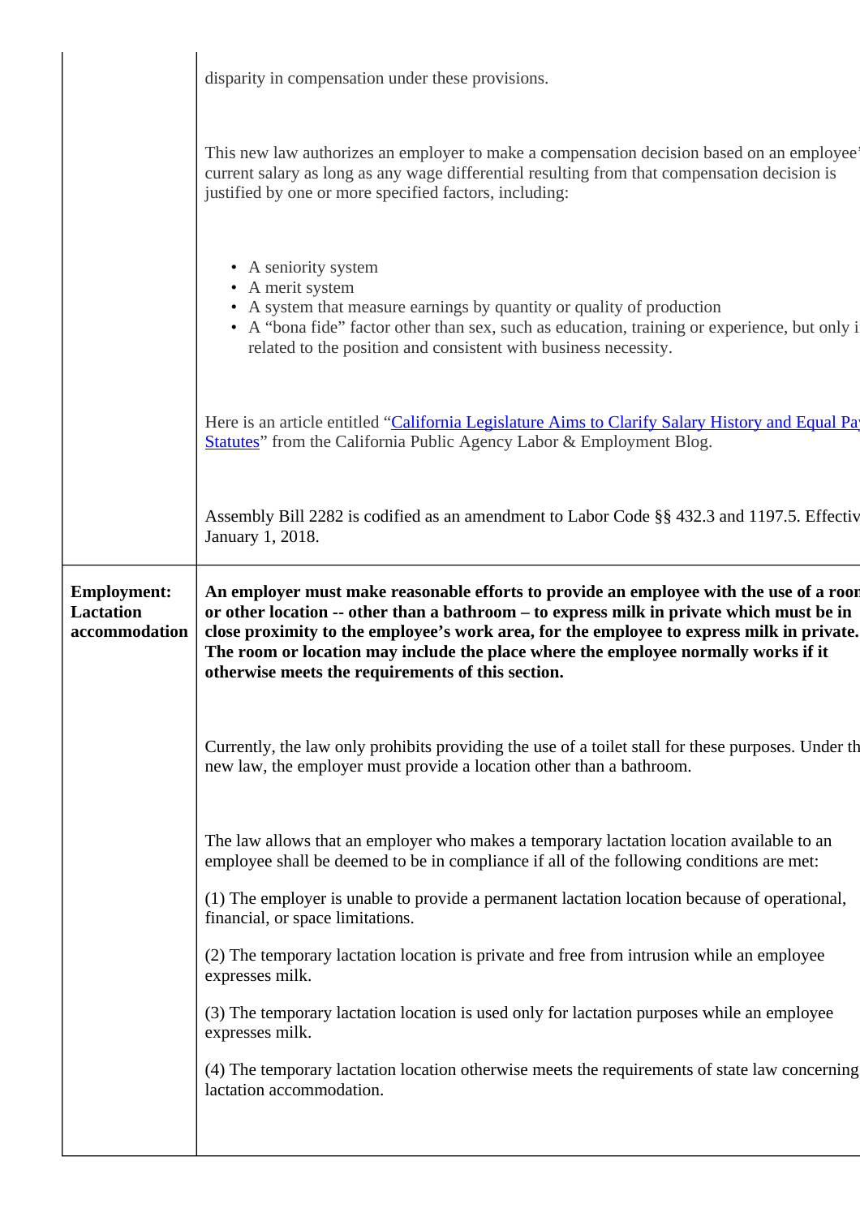| | |
|---|---|
| | disparity in compensation under these provisions.<br><br>This new law authorizes an employer to make a compensation decision based on an employee' current salary as long as any wage differential resulting from that compensation decision is justified by one or more specified factors, including:<br><br>• A seniority system<br>• A merit system<br>• A system that measure earnings by quantity or quality of production<br>• A "bona fide" factor other than sex, such as education, training or experience, but only i related to the position and consistent with business necessity.<br><br>Here is an article entitled "California Legislature Aims to Clarify Salary History and Equal Pay Statutes" from the California Public Agency Labor & Employment Blog.<br><br>Assembly Bill 2282 is codified as an amendment to Labor Code §§ 432.3 and 1197.5. Effectiv January 1, 2018. |
| **Employment: Lactation accommodation** | **An employer must make reasonable efforts to provide an employee with the use of a room or other location -- other than a bathroom – to express milk in private which must be in close proximity to the employee's work area, for the employee to express milk in private. The room or location may include the place where the employee normally works if it otherwise meets the requirements of this section.**<br><br>Currently, the law only prohibits providing the use of a toilet stall for these purposes. Under th new law, the employer must provide a location other than a bathroom.<br><br>The law allows that an employer who makes a temporary lactation location available to an employee shall be deemed to be in compliance if all of the following conditions are met:<br><br>(1) The employer is unable to provide a permanent lactation location because of operational, financial, or space limitations.<br><br>(2) The temporary lactation location is private and free from intrusion while an employee expresses milk.<br><br>(3) The temporary lactation location is used only for lactation purposes while an employee expresses milk.<br><br>(4) The temporary lactation location otherwise meets the requirements of state law concerning lactation accommodation. |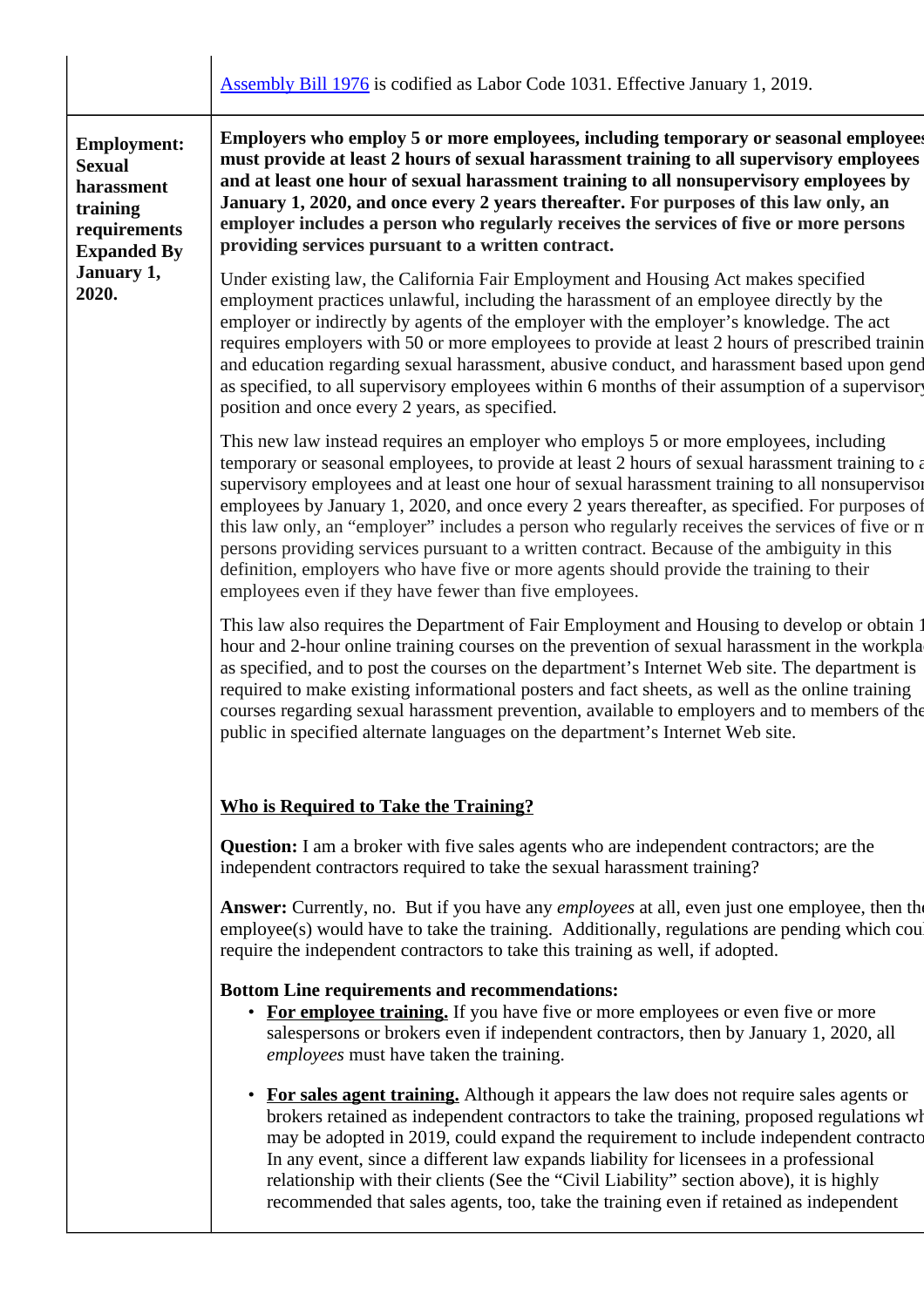| | |
|---|---|
| | Assembly Bill 1976 is codified as Labor Code 1031. Effective January 1, 2019. |
| **Employment: Sexual harassment training requirements Expanded By January 1, 2020.** | **Employers who employ 5 or more employees, including temporary or seasonal employees must provide at least 2 hours of sexual harassment training to all supervisory employees and at least one hour of sexual harassment training to all nonsupervisory employees by January 1, 2020, and once every 2 years thereafter. For purposes of this law only, an employer includes a person who regularly receives the services of five or more persons providing services pursuant to a written contract.**<br><br>Under existing law, the California Fair Employment and Housing Act makes specified employment practices unlawful, including the harassment of an employee directly by the employer or indirectly by agents of the employer with the employer's knowledge. The act requires employers with 50 or more employees to provide at least 2 hours of prescribed training and education regarding sexual harassment, abusive conduct, and harassment based upon gender as specified, to all supervisory employees within 6 months of their assumption of a supervisory position and once every 2 years, as specified.<br><br>This new law instead requires an employer who employs 5 or more employees, including temporary or seasonal employees, to provide at least 2 hours of sexual harassment training to all supervisory employees and at least one hour of sexual harassment training to all nonsupervisory employees by January 1, 2020, and once every 2 years thereafter, as specified. For purposes of this law only, an "employer" includes a person who regularly receives the services of five or more persons providing services pursuant to a written contract. Because of the ambiguity in this definition, employers who have five or more agents should provide the training to their employees even if they have fewer than five employees.<br><br>This law also requires the Department of Fair Employment and Housing to develop or obtain 1-hour and 2-hour online training courses on the prevention of sexual harassment in the workplace as specified, and to post the courses on the department's Internet Web site. The department is required to make existing informational posters and fact sheets, as well as the online training courses regarding sexual harassment prevention, available to employers and to members of the public in specified alternate languages on the department's Internet Web site.<br><br>**Who is Required to Take the Training?**<br><br>**Question:** I am a broker with five sales agents who are independent contractors; are the independent contractors required to take the sexual harassment training?<br><br>**Answer:** Currently, no. But if you have any *employees* at all, even just one employee, then the employee(s) would have to take the training. Additionally, regulations are pending which could require the independent contractors to take this training as well, if adopted.<br><br>**Bottom Line requirements and recommendations:**<br>• **For employee training.** If you have five or more employees or even five or more salespersons or brokers even if independent contractors, then by January 1, 2020, all *employees* must have taken the training.<br><br>• **For sales agent training.** Although it appears the law does not require sales agents or brokers retained as independent contractors to take the training, proposed regulations which may be adopted in 2019, could expand the requirement to include independent contractors. In any event, since a different law expands liability for licensees in a professional relationship with their clients (See the "Civil Liability" section above), it is highly recommended that sales agents, too, take the training even if retained as independent |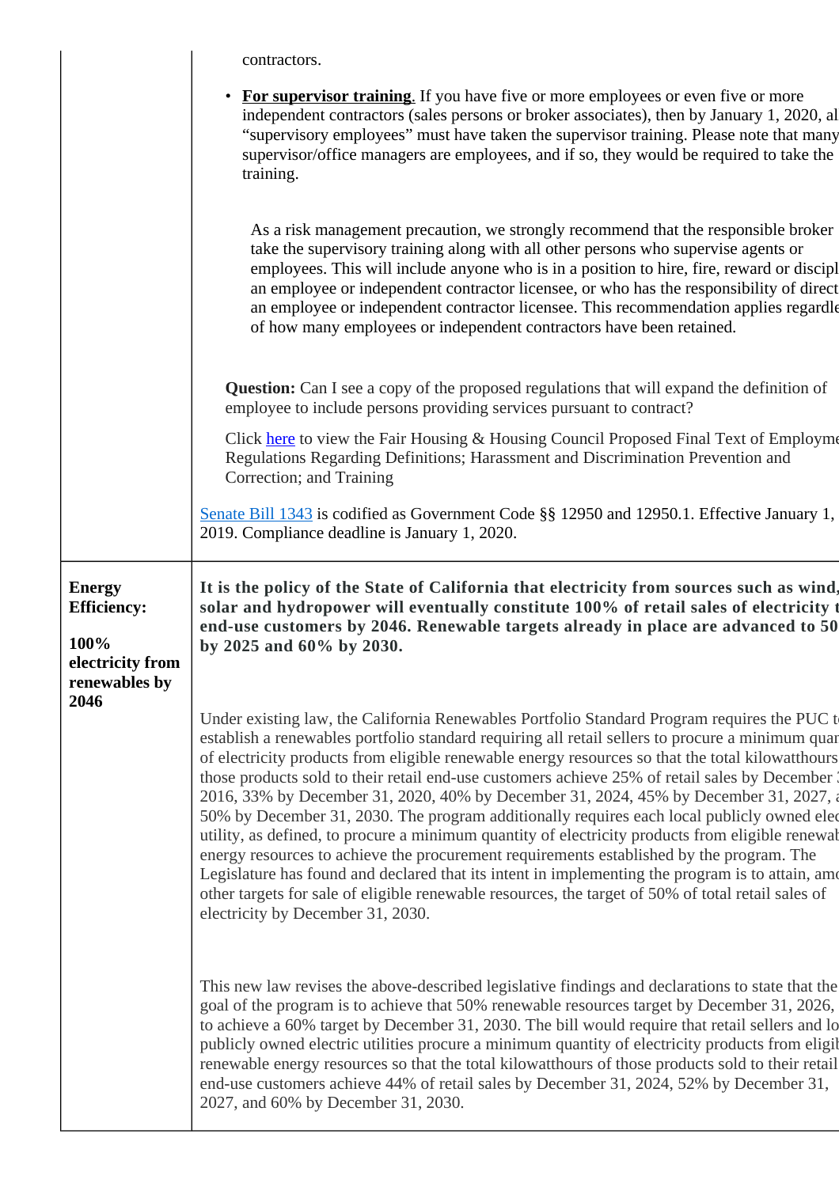| | |
|---|---|
| | contractors.<br><br>• **For supervisor training**. If you have five or more employees or even five or more independent contractors (sales persons or broker associates), then by January 1, 2020, al "supervisory employees" must have taken the supervisor training. Please note that many supervisor/office managers are employees, and if so, they would be required to take the training.<br><br>As a risk management precaution, we strongly recommend that the responsible broker take the supervisory training along with all other persons who supervise agents or employees. This will include anyone who is in a position to hire, fire, reward or discipl an employee or independent contractor licensee, or who has the responsibility of direct an employee or independent contractor licensee. This recommendation applies regardle of how many employees or independent contractors have been retained.<br><br>**Question:** Can I see a copy of the proposed regulations that will expand the definition of employee to include persons providing services pursuant to contract?<br><br>Click here to view the Fair Housing & Housing Council Proposed Final Text of Employme Regulations Regarding Definitions; Harassment and Discrimination Prevention and Correction; and Training<br><br>Senate Bill 1343 is codified as Government Code §§ 12950 and 12950.1. Effective January 1, 2019. Compliance deadline is January 1, 2020. |
| **Energy Efficiency:**<br><br>**100% electricity from renewables by 2046** | **It is the policy of the State of California that electricity from sources such as wind, solar and hydropower will eventually constitute 100% of retail sales of electricity t end-use customers by 2046. Renewable targets already in place are advanced to 50 by 2025 and 60% by 2030.**<br><br>Under existing law, the California Renewables Portfolio Standard Program requires the PUC t establish a renewables portfolio standard requiring all retail sellers to procure a minimum quar of electricity products from eligible renewable energy resources so that the total kilowatthours those products sold to their retail end-use customers achieve 25% of retail sales by December 3 2016, 33% by December 31, 2020, 40% by December 31, 2024, 45% by December 31, 2027, a 50% by December 31, 2030. The program additionally requires each local publicly owned elec utility, as defined, to procure a minimum quantity of electricity products from eligible renewab energy resources to achieve the procurement requirements established by the program. The Legislature has found and declared that its intent in implementing the program is to attain, amo other targets for sale of eligible renewable resources, the target of 50% of total retail sales of electricity by December 31, 2030.<br><br>This new law revises the above-described legislative findings and declarations to state that the goal of the program is to achieve that 50% renewable resources target by December 31, 2026, to achieve a 60% target by December 31, 2030. The bill would require that retail sellers and lo publicly owned electric utilities procure a minimum quantity of electricity products from eligib renewable energy resources so that the total kilowatthours of those products sold to their retail end-use customers achieve 44% of retail sales by December 31, 2024, 52% by December 31, 2027, and 60% by December 31, 2030. |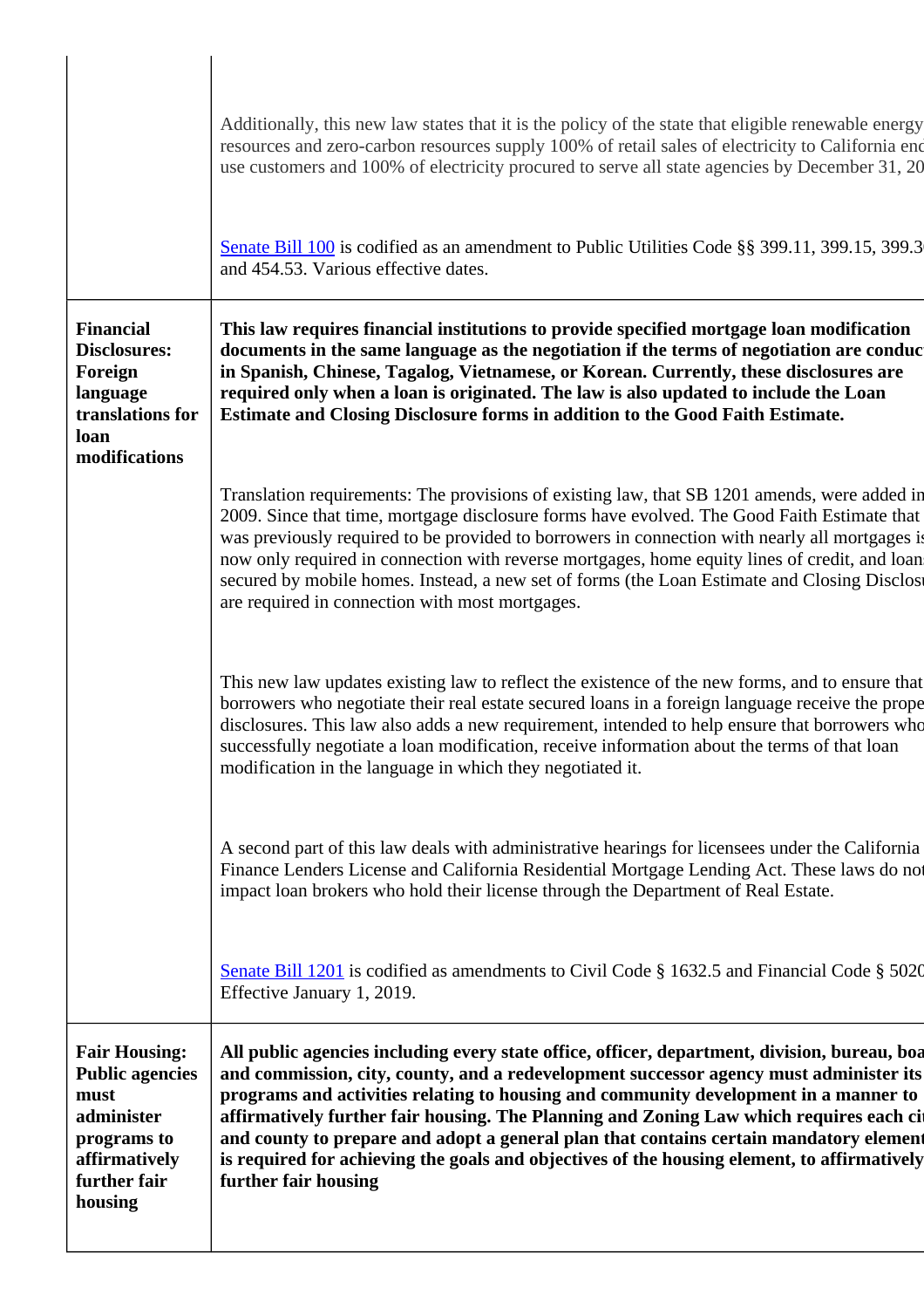| | |
|---|---|
| | Additionally, this new law states that it is the policy of the state that eligible renewable energy resources and zero-carbon resources supply 100% of retail sales of electricity to California end use customers and 100% of electricity procured to serve all state agencies by December 31, 20<br><br>Senate Bill 100 is codified as an amendment to Public Utilities Code §§ 399.11, 399.15, 399.3 and 454.53. Various effective dates. |
| **Financial Disclosures: Foreign language translations for loan modifications** | **This law requires financial institutions to provide specified mortgage loan modification documents in the same language as the negotiation if the terms of negotiation are conduc in Spanish, Chinese, Tagalog, Vietnamese, or Korean. Currently, these disclosures are required only when a loan is originated. The law is also updated to include the Loan Estimate and Closing Disclosure forms in addition to the Good Faith Estimate.**<br><br>Translation requirements: The provisions of existing law, that SB 1201 amends, were added in 2009. Since that time, mortgage disclosure forms have evolved. The Good Faith Estimate that was previously required to be provided to borrowers in connection with nearly all mortgages is now only required in connection with reverse mortgages, home equity lines of credit, and loan secured by mobile homes. Instead, a new set of forms (the Loan Estimate and Closing Disclosu are required in connection with most mortgages.<br><br>This new law updates existing law to reflect the existence of the new forms, and to ensure that borrowers who negotiate their real estate secured loans in a foreign language receive the prope disclosures. This law also adds a new requirement, intended to help ensure that borrowers who successfully negotiate a loan modification, receive information about the terms of that loan modification in the language in which they negotiated it.<br><br>A second part of this law deals with administrative hearings for licensees under the California Finance Lenders License and California Residential Mortgage Lending Act. These laws do not impact loan brokers who hold their license through the Department of Real Estate.<br><br>Senate Bill 1201 is codified as amendments to Civil Code § 1632.5 and Financial Code § 5020 Effective January 1, 2019. |
| **Fair Housing: Public agencies must administer programs to affirmatively further fair housing** | **All public agencies including every state office, officer, department, division, bureau, boa and commission, city, county, and a redevelopment successor agency must administer its programs and activities relating to housing and community development in a manner to affirmatively further fair housing. The Planning and Zoning Law which requires each ci and county to prepare and adopt a general plan that contains certain mandatory element is required for achieving the goals and objectives of the housing element, to affirmatively further fair housing** |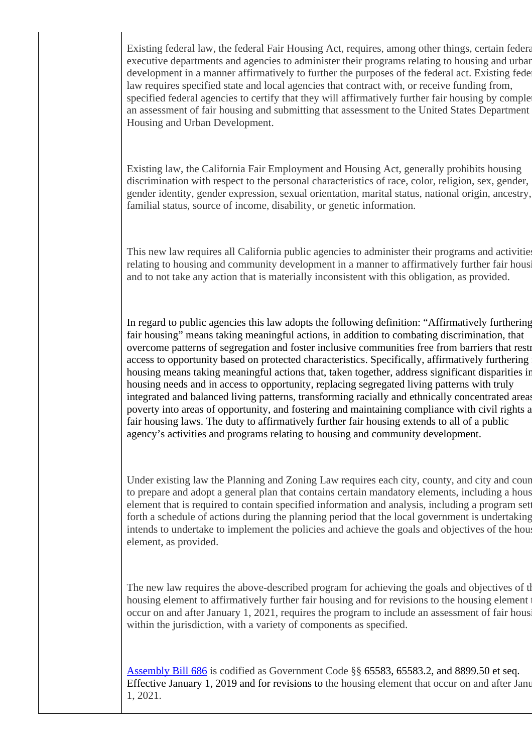Existing federal law, the federal Fair Housing Act, requires, among other things, certain federa executive departments and agencies to administer their programs relating to housing and urban development in a manner affirmatively to further the purposes of the federal act. Existing feder law requires specified state and local agencies that contract with, or receive funding from, specified federal agencies to certify that they will affirmatively further fair housing by complet an assessment of fair housing and submitting that assessment to the United States Department Housing and Urban Development.

Existing law, the California Fair Employment and Housing Act, generally prohibits housing discrimination with respect to the personal characteristics of race, color, religion, sex, gender, gender identity, gender expression, sexual orientation, marital status, national origin, ancestry, familial status, source of income, disability, or genetic information.

This new law requires all California public agencies to administer their programs and activitie relating to housing and community development in a manner to affirmatively further fair housi and to not take any action that is materially inconsistent with this obligation, as provided.

In regard to public agencies this law adopts the following definition: "Affirmatively furthering fair housing" means taking meaningful actions, in addition to combating discrimination, that overcome patterns of segregation and foster inclusive communities free from barriers that restr access to opportunity based on protected characteristics. Specifically, affirmatively furthering housing means taking meaningful actions that, taken together, address significant disparities in housing needs and in access to opportunity, replacing segregated living patterns with truly integrated and balanced living patterns, transforming racially and ethnically concentrated areas poverty into areas of opportunity, and fostering and maintaining compliance with civil rights a fair housing laws. The duty to affirmatively further fair housing extends to all of a public agency's activities and programs relating to housing and community development.

Under existing law the Planning and Zoning Law requires each city, county, and city and coun to prepare and adopt a general plan that contains certain mandatory elements, including a hous element that is required to contain specified information and analysis, including a program sett forth a schedule of actions during the planning period that the local government is undertaking intends to undertake to implement the policies and achieve the goals and objectives of the hous element, as provided.

The new law requires the above-described program for achieving the goals and objectives of th housing element to affirmatively further fair housing and for revisions to the housing element t occur on and after January 1, 2021, requires the program to include an assessment of fair housi within the jurisdiction, with a variety of components as specified.

Assembly Bill 686 is codified as Government Code §§ 65583, 65583.2, and 8899.50 et seq. Effective January 1, 2019 and for revisions to the housing element that occur on and after Janu 1, 2021.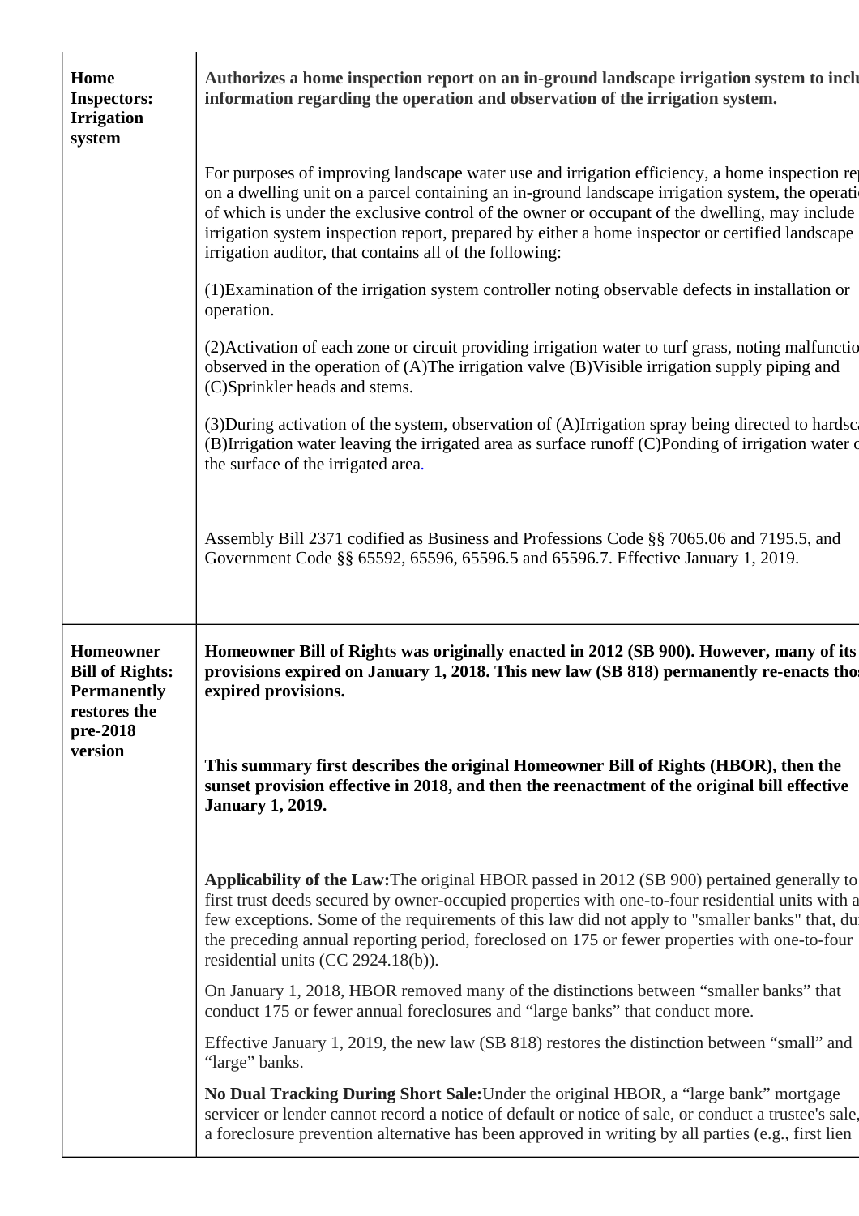| | |
|---|---|
| **Home Inspectors: Irrigation system** | **Authorizes a home inspection report on an in-ground landscape irrigation system to inclu information regarding the operation and observation of the irrigation system.**<br><br>For purposes of improving landscape water use and irrigation efficiency, a home inspection re on a dwelling unit on a parcel containing an in-ground landscape irrigation system, the operati of which is under the exclusive control of the owner or occupant of the dwelling, may include irrigation system inspection report, prepared by either a home inspector or certified landscape irrigation auditor, that contains all of the following:<br><br>(1)Examination of the irrigation system controller noting observable defects in installation or operation.<br><br>(2)Activation of each zone or circuit providing irrigation water to turf grass, noting malfunctio observed in the operation of (A)The irrigation valve (B)Visible irrigation supply piping and (C)Sprinkler heads and stems.<br><br>(3)During activation of the system, observation of (A)Irrigation spray being directed to hardsc (B)Irrigation water leaving the irrigated area as surface runoff (C)Ponding of irrigation water o the surface of the irrigated area.<br><br>Assembly Bill 2371 codified as Business and Professions Code §§ 7065.06 and 7195.5, and Government Code §§ 65592, 65596, 65596.5 and 65596.7. Effective January 1, 2019. |
| **Homeowner Bill of Rights: Permanently restores the pre-2018 version** | **Homeowner Bill of Rights was originally enacted in 2012 (SB 900). However, many of its provisions expired on January 1, 2018. This new law (SB 818) permanently re-enacts thos expired provisions.**<br><br>**This summary first describes the original Homeowner Bill of Rights (HBOR), then the sunset provision effective in 2018, and then the reenactment of the original bill effective January 1, 2019.**<br><br>**Applicability of the Law:**The original HBOR passed in 2012 (SB 900) pertained generally to first trust deeds secured by owner-occupied properties with one-to-four residential units with a few exceptions. Some of the requirements of this law did not apply to "smaller banks" that, du the preceding annual reporting period, foreclosed on 175 or fewer properties with one-to-four residential units (CC 2924.18(b)).<br><br>On January 1, 2018, HBOR removed many of the distinctions between "smaller banks" that conduct 175 or fewer annual foreclosures and "large banks" that conduct more.<br><br>Effective January 1, 2019, the new law (SB 818) restores the distinction between "small" and "large" banks.<br><br>**No Dual Tracking During Short Sale:**Under the original HBOR, a "large bank" mortgage servicer or lender cannot record a notice of default or notice of sale, or conduct a trustee's sale, a foreclosure prevention alternative has been approved in writing by all parties (e.g., first lien |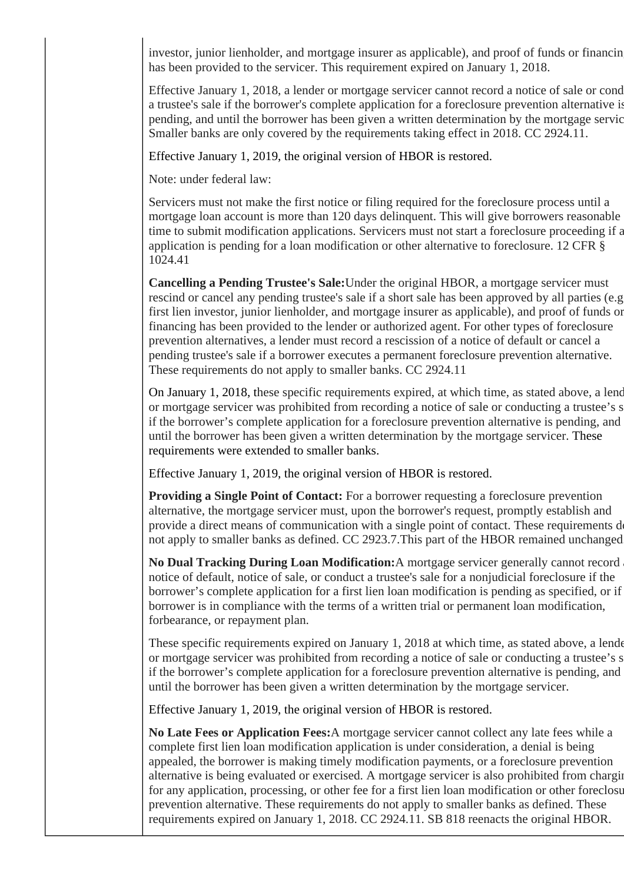investor, junior lienholder, and mortgage insurer as applicable), and proof of funds or financing has been provided to the servicer. This requirement expired on January 1, 2018.

Effective January 1, 2018, a lender or mortgage servicer cannot record a notice of sale or conduct a trustee's sale if the borrower's complete application for a foreclosure prevention alternative is pending, and until the borrower has been given a written determination by the mortgage servicer. Smaller banks are only covered by the requirements taking effect in 2018. CC 2924.11.

Effective January 1, 2019, the original version of HBOR is restored.

Note: under federal law:

Servicers must not make the first notice or filing required for the foreclosure process until a mortgage loan account is more than 120 days delinquent. This will give borrowers reasonable time to submit modification applications. Servicers must not start a foreclosure proceeding if an application is pending for a loan modification or other alternative to foreclosure. 12 CFR § 1024.41

**Cancelling a Pending Trustee's Sale:**Under the original HBOR, a mortgage servicer must rescind or cancel any pending trustee's sale if a short sale has been approved by all parties (e.g. first lien investor, junior lienholder, and mortgage insurer as applicable), and proof of funds or financing has been provided to the lender or authorized agent. For other types of foreclosure prevention alternatives, a lender must record a rescission of a notice of default or cancel a pending trustee's sale if a borrower executes a permanent foreclosure prevention alternative. These requirements do not apply to smaller banks. CC 2924.11

On January 1, 2018, these specific requirements expired, at which time, as stated above, a lender or mortgage servicer was prohibited from recording a notice of sale or conducting a trustee's sale if the borrower's complete application for a foreclosure prevention alternative is pending, and until the borrower has been given a written determination by the mortgage servicer. These requirements were extended to smaller banks.

Effective January 1, 2019, the original version of HBOR is restored.

**Providing a Single Point of Contact:** For a borrower requesting a foreclosure prevention alternative, the mortgage servicer must, upon the borrower's request, promptly establish and provide a direct means of communication with a single point of contact. These requirements do not apply to smaller banks as defined. CC 2923.7.This part of the HBOR remained unchanged.

**No Dual Tracking During Loan Modification:**A mortgage servicer generally cannot record a notice of default, notice of sale, or conduct a trustee's sale for a nonjudicial foreclosure if the borrower's complete application for a first lien loan modification is pending as specified, or if borrower is in compliance with the terms of a written trial or permanent loan modification, forbearance, or repayment plan.

These specific requirements expired on January 1, 2018 at which time, as stated above, a lender or mortgage servicer was prohibited from recording a notice of sale or conducting a trustee's sale if the borrower's complete application for a foreclosure prevention alternative is pending, and until the borrower has been given a written determination by the mortgage servicer.

Effective January 1, 2019, the original version of HBOR is restored.

**No Late Fees or Application Fees:**A mortgage servicer cannot collect any late fees while a complete first lien loan modification application is under consideration, a denial is being appealed, the borrower is making timely modification payments, or a foreclosure prevention alternative is being evaluated or exercised. A mortgage servicer is also prohibited from charging for any application, processing, or other fee for a first lien loan modification or other foreclosure prevention alternative. These requirements do not apply to smaller banks as defined. These requirements expired on January 1, 2018. CC 2924.11. SB 818 reenacts the original HBOR.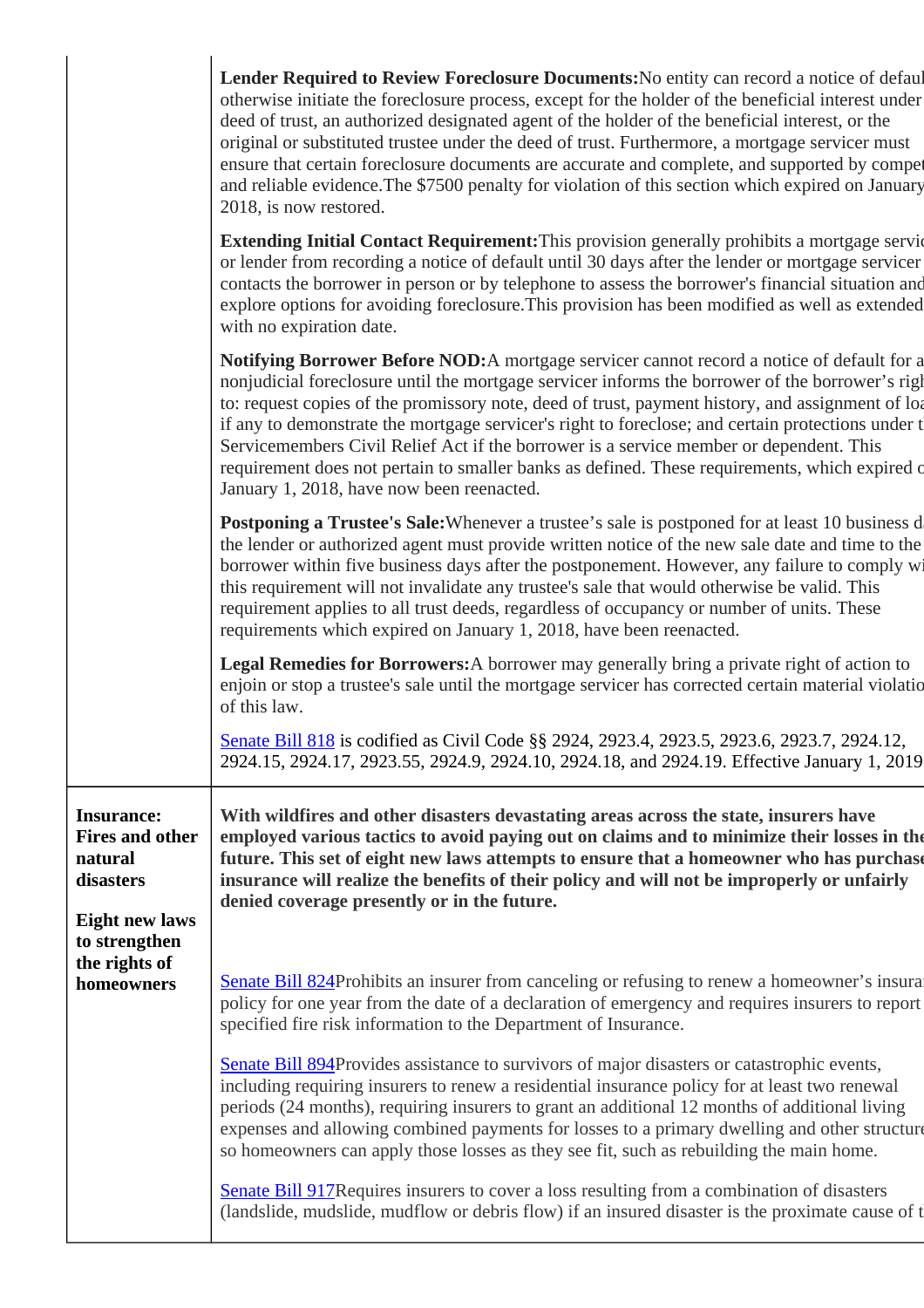| | |
|---|---|
| | **Lender Required to Review Foreclosure Documents:**No entity can record a notice of defaul otherwise initiate the foreclosure process, except for the holder of the beneficial interest under deed of trust, an authorized designated agent of the holder of the beneficial interest, or the original or substituted trustee under the deed of trust. Furthermore, a mortgage servicer must ensure that certain foreclosure documents are accurate and complete, and supported by compet and reliable evidence.The $7500 penalty for violation of this section which expired on January 2018, is now restored.<br><br>**Extending Initial Contact Requirement:**This provision generally prohibits a mortgage servic or lender from recording a notice of default until 30 days after the lender or mortgage servicer contacts the borrower in person or by telephone to assess the borrower's financial situation and explore options for avoiding foreclosure.This provision has been modified as well as extended with no expiration date.<br><br>**Notifying Borrower Before NOD:**A mortgage servicer cannot record a notice of default for a nonjudicial foreclosure until the mortgage servicer informs the borrower of the borrower's righ to: request copies of the promissory note, deed of trust, payment history, and assignment of loa if any to demonstrate the mortgage servicer's right to foreclose; and certain protections under t Servicemembers Civil Relief Act if the borrower is a service member or dependent. This requirement does not pertain to smaller banks as defined. These requirements, which expired o January 1, 2018, have now been reenacted.<br><br>**Postponing a Trustee's Sale:**Whenever a trustee's sale is postponed for at least 10 business d the lender or authorized agent must provide written notice of the new sale date and time to the borrower within five business days after the postponement. However, any failure to comply wi this requirement will not invalidate any trustee's sale that would otherwise be valid. This requirement applies to all trust deeds, regardless of occupancy or number of units. These requirements which expired on January 1, 2018, have been reenacted.<br><br>**Legal Remedies for Borrowers:**A borrower may generally bring a private right of action to enjoin or stop a trustee's sale until the mortgage servicer has corrected certain material violatio of this law.<br><br>Senate Bill 818 is codified as Civil Code §§ 2924, 2923.4, 2923.5, 2923.6, 2923.7, 2924.12, 2924.15, 2924.17, 2923.55, 2924.9, 2924.10, 2924.18, and 2924.19. Effective January 1, 2019 |
| **Insurance: Fires and other natural disasters**<br><br>**Eight new laws to strengthen the rights of homeowners** | **With wildfires and other disasters devastating areas across the state, insurers have employed various tactics to avoid paying out on claims and to minimize their losses in the future. This set of eight new laws attempts to ensure that a homeowner who has purchase insurance will realize the benefits of their policy and will not be improperly or unfairly denied coverage presently or in the future.**<br><br>Senate Bill 824Prohibits an insurer from canceling or refusing to renew a homeowner's insura policy for one year from the date of a declaration of emergency and requires insurers to report specified fire risk information to the Department of Insurance.<br><br>Senate Bill 894Provides assistance to survivors of major disasters or catastrophic events, including requiring insurers to renew a residential insurance policy for at least two renewal periods (24 months), requiring insurers to grant an additional 12 months of additional living expenses and allowing combined payments for losses to a primary dwelling and other structure so homeowners can apply those losses as they see fit, such as rebuilding the main home.<br><br>Senate Bill 917Requires insurers to cover a loss resulting from a combination of disasters (landslide, mudslide, mudflow or debris flow) if an insured disaster is the proximate cause of t |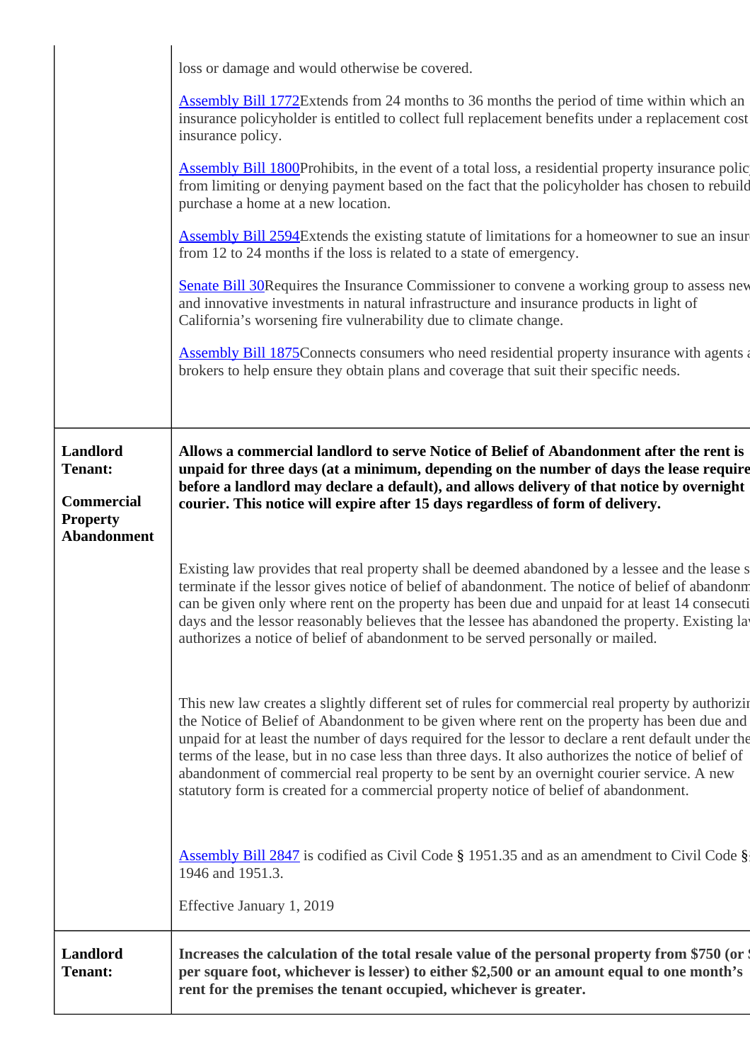| | |
|---|---|
| | loss or damage and would otherwise be covered.<br><br>Assembly Bill 1772Extends from 24 months to 36 months the period of time within which an insurance policyholder is entitled to collect full replacement benefits under a replacement cost insurance policy.<br><br>Assembly Bill 1800Prohibits, in the event of a total loss, a residential property insurance polic from limiting or denying payment based on the fact that the policyholder has chosen to rebuild purchase a home at a new location.<br><br>Assembly Bill 2594Extends the existing statute of limitations for a homeowner to sue an insur from 12 to 24 months if the loss is related to a state of emergency.<br><br>Senate Bill 30Requires the Insurance Commissioner to convene a working group to assess new and innovative investments in natural infrastructure and insurance products in light of California's worsening fire vulnerability due to climate change.<br><br>Assembly Bill 1875Connects consumers who need residential property insurance with agents a brokers to help ensure they obtain plans and coverage that suit their specific needs. |
| **Landlord Tenant:**<br><br>**Commercial Property Abandonment** | **Allows a commercial landlord to serve Notice of Belief of Abandonment after the rent is unpaid for three days (at a minimum, depending on the number of days the lease require before a landlord may declare a default), and allows delivery of that notice by overnight courier. This notice will expire after 15 days regardless of form of delivery.**<br><br>Existing law provides that real property shall be deemed abandoned by a lessee and the lease s terminate if the lessor gives notice of belief of abandonment. The notice of belief of abandonm can be given only where rent on the property has been due and unpaid for at least 14 consecuti days and the lessor reasonably believes that the lessee has abandoned the property. Existing la authorizes a notice of belief of abandonment to be served personally or mailed.<br><br>This new law creates a slightly different set of rules for commercial real property by authorizi the Notice of Belief of Abandonment to be given where rent on the property has been due and unpaid for at least the number of days required for the lessor to declare a rent default under the terms of the lease, but in no case less than three days. It also authorizes the notice of belief of abandonment of commercial real property to be sent by an overnight courier service. A new statutory form is created for a commercial property notice of belief of abandonment.<br><br>Assembly Bill 2847 is codified as Civil Code § 1951.35 and as an amendment to Civil Code § 1946 and 1951.3.<br><br>Effective January 1, 2019 |
| **Landlord Tenant:** | **Increases the calculation of the total resale value of the personal property from $750 (or per square foot, whichever is lesser) to either $2,500 or an amount equal to one month's rent for the premises the tenant occupied, whichever is greater.** |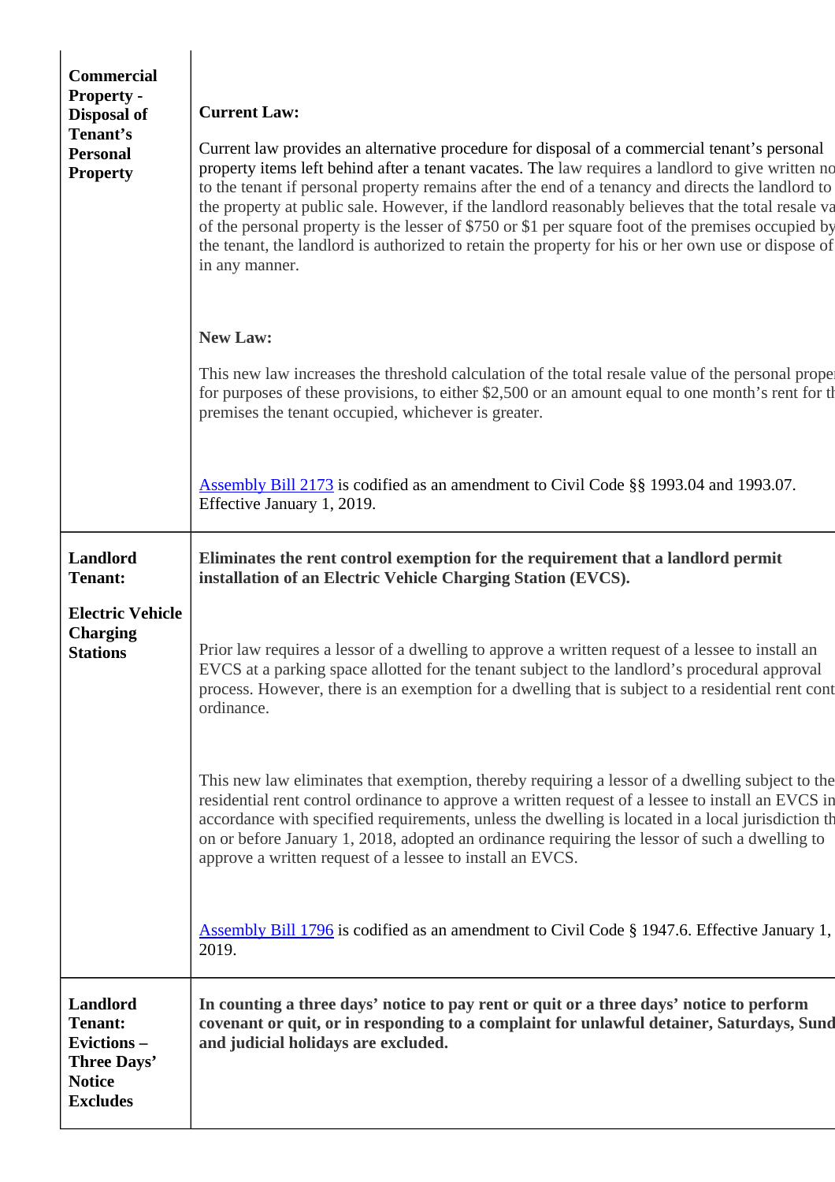| | |
|---|---|
| **Commercial Property - Disposal of Tenant's Personal Property** | **Current Law:**<br><br>Current law provides an alternative procedure for disposal of a commercial tenant's personal property items left behind after a tenant vacates. The law requires a landlord to give written no to the tenant if personal property remains after the end of a tenancy and directs the landlord to the property at public sale. However, if the landlord reasonably believes that the total resale va of the personal property is the lesser of $750 or $1 per square foot of the premises occupied by the tenant, the landlord is authorized to retain the property for his or her own use or dispose of in any manner.<br><br>**New Law:**<br><br>This new law increases the threshold calculation of the total resale value of the personal proper for purposes of these provisions, to either $2,500 or an amount equal to one month's rent for th premises the tenant occupied, whichever is greater.<br><br>Assembly Bill 2173 is codified as an amendment to Civil Code §§ 1993.04 and 1993.07. Effective January 1, 2019. |
| **Landlord Tenant:**<br><br>**Electric Vehicle Charging Stations** | **Eliminates the rent control exemption for the requirement that a landlord permit installation of an Electric Vehicle Charging Station (EVCS).**<br><br>Prior law requires a lessor of a dwelling to approve a written request of a lessee to install an EVCS at a parking space allotted for the tenant subject to the landlord's procedural approval process. However, there is an exemption for a dwelling that is subject to a residential rent cont ordinance.<br><br>This new law eliminates that exemption, thereby requiring a lessor of a dwelling subject to the residential rent control ordinance to approve a written request of a lessee to install an EVCS in accordance with specified requirements, unless the dwelling is located in a local jurisdiction th on or before January 1, 2018, adopted an ordinance requiring the lessor of such a dwelling to approve a written request of a lessee to install an EVCS.<br><br>Assembly Bill 1796 is codified as an amendment to Civil Code § 1947.6. Effective January 1, 2019. |
| **Landlord Tenant: Evictions – Three Days' Notice Excludes** | **In counting a three days' notice to pay rent or quit or a three days' notice to perform covenant or quit, or in responding to a complaint for unlawful detainer, Saturdays, Sund and judicial holidays are excluded.** |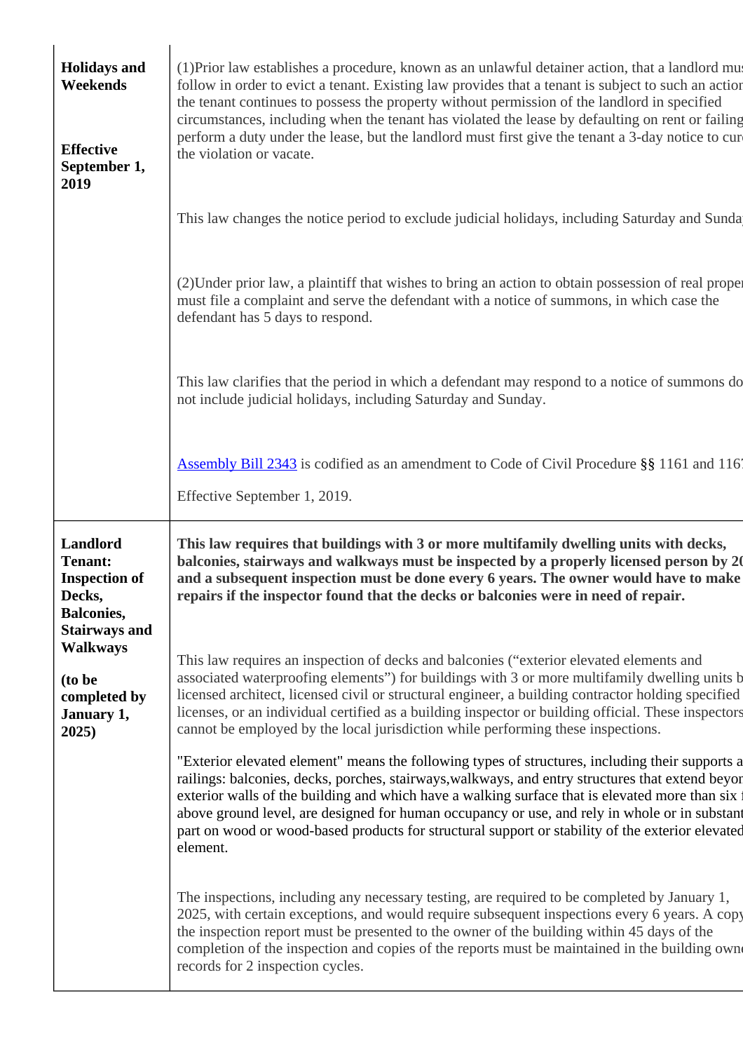| | |
|---|---|
| **Holidays and Weekends**<br><br>**Effective September 1, 2019** | (1)Prior law establishes a procedure, known as an unlawful detainer action, that a landlord mus follow in order to evict a tenant. Existing law provides that a tenant is subject to such an actior the tenant continues to possess the property without permission of the landlord in specified circumstances, including when the tenant has violated the lease by defaulting on rent or failing perform a duty under the lease, but the landlord must first give the tenant a 3-day notice to cure the violation or vacate.<br><br>This law changes the notice period to exclude judicial holidays, including Saturday and Sunda<br><br>(2)Under prior law, a plaintiff that wishes to bring an action to obtain possession of real proper must file a complaint and serve the defendant with a notice of summons, in which case the defendant has 5 days to respond.<br><br>This law clarifies that the period in which a defendant may respond to a notice of summons do not include judicial holidays, including Saturday and Sunday.<br><br>Assembly Bill 2343 is codified as an amendment to Code of Civil Procedure §§ 1161 and 116<br><br>Effective September 1, 2019. |
| **Landlord Tenant: Inspection of Decks, Balconies, Stairways and Walkways**<br><br>**(to be completed by January 1, 2025)** | **This law requires that buildings with 3 or more multifamily dwelling units with decks, balconies, stairways and walkways must be inspected by a properly licensed person by 20 and a subsequent inspection must be done every 6 years. The owner would have to make repairs if the inspector found that the decks or balconies were in need of repair.**<br><br>This law requires an inspection of decks and balconies ("exterior elevated elements and associated waterproofing elements") for buildings with 3 or more multifamily dwelling units b licensed architect, licensed civil or structural engineer, a building contractor holding specified licenses, or an individual certified as a building inspector or building official. These inspectors cannot be employed by the local jurisdiction while performing these inspections.<br><br>"Exterior elevated element" means the following types of structures, including their supports a railings: balconies, decks, porches, stairways,walkways, and entry structures that extend beyor exterior walls of the building and which have a walking surface that is elevated more than six f above ground level, are designed for human occupancy or use, and rely in whole or in substant part on wood or wood-based products for structural support or stability of the exterior elevated element.<br><br>The inspections, including any necessary testing, are required to be completed by January 1, 2025, with certain exceptions, and would require subsequent inspections every 6 years. A copy the inspection report must be presented to the owner of the building within 45 days of the completion of the inspection and copies of the reports must be maintained in the building own records for 2 inspection cycles. |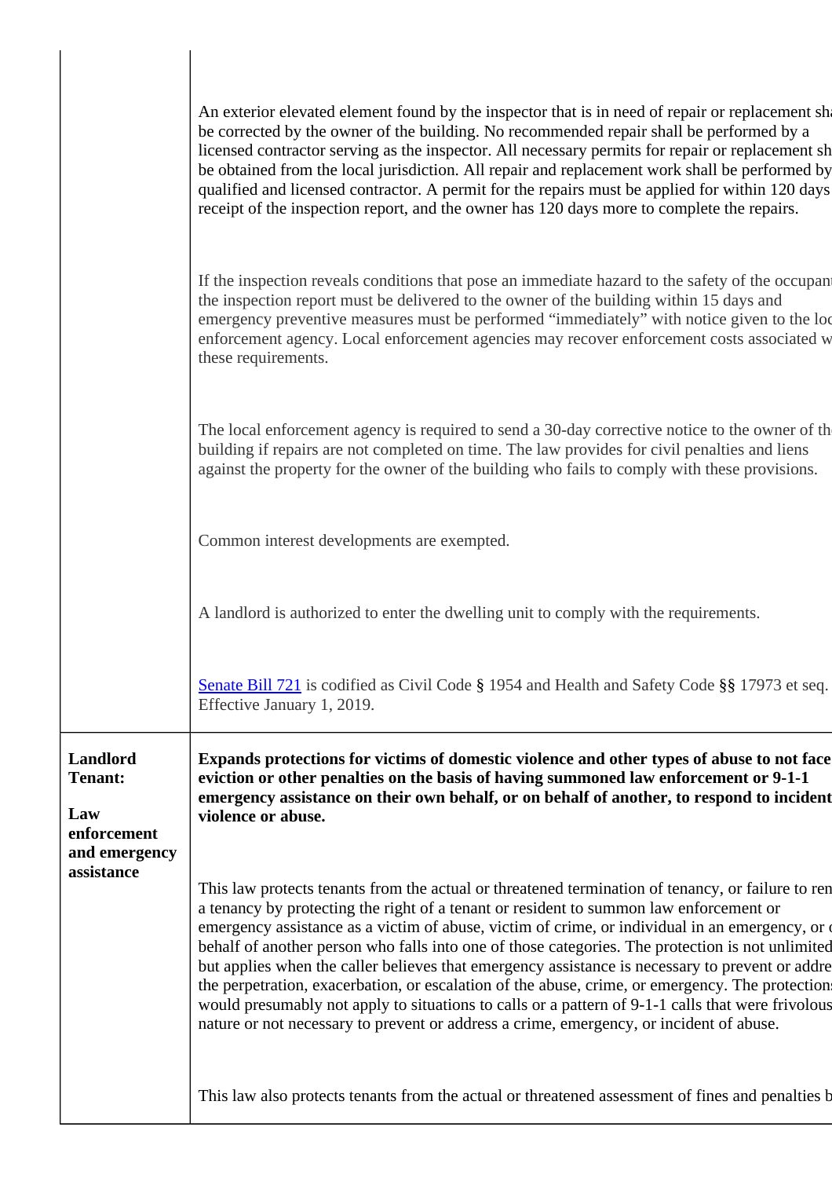| | |
|---|---|
| | An exterior elevated element found by the inspector that is in need of repair or replacement sh be corrected by the owner of the building. No recommended repair shall be performed by a licensed contractor serving as the inspector. All necessary permits for repair or replacement sh be obtained from the local jurisdiction. All repair and replacement work shall be performed by qualified and licensed contractor. A permit for the repairs must be applied for within 120 days receipt of the inspection report, and the owner has 120 days more to complete the repairs.<br><br>If the inspection reveals conditions that pose an immediate hazard to the safety of the occupan the inspection report must be delivered to the owner of the building within 15 days and emergency preventive measures must be performed "immediately" with notice given to the loc enforcement agency. Local enforcement agencies may recover enforcement costs associated w these requirements.<br><br>The local enforcement agency is required to send a 30-day corrective notice to the owner of th building if repairs are not completed on time. The law provides for civil penalties and liens against the property for the owner of the building who fails to comply with these provisions.<br><br>Common interest developments are exempted.<br><br>A landlord is authorized to enter the dwelling unit to comply with the requirements.<br><br>Senate Bill 721 is codified as Civil Code § 1954 and Health and Safety Code §§ 17973 et seq. Effective January 1, 2019. |
| **Landlord Tenant:**<br><br>**Law enforcement and emergency assistance** | **Expands protections for victims of domestic violence and other types of abuse to not face eviction or other penalties on the basis of having summoned law enforcement or 9-1-1 emergency assistance on their own behalf, or on behalf of another, to respond to incident violence or abuse.**<br><br>This law protects tenants from the actual or threatened termination of tenancy, or failure to ren a tenancy by protecting the right of a tenant or resident to summon law enforcement or emergency assistance as a victim of abuse, victim of crime, or individual in an emergency, or behalf of another person who falls into one of those categories. The protection is not unlimited but applies when the caller believes that emergency assistance is necessary to prevent or addre the perpetration, exacerbation, or escalation of the abuse, crime, or emergency. The protection would presumably not apply to situations to calls or a pattern of 9-1-1 calls that were frivolous nature or not necessary to prevent or address a crime, emergency, or incident of abuse.<br><br>This law also protects tenants from the actual or threatened assessment of fines and penalties b |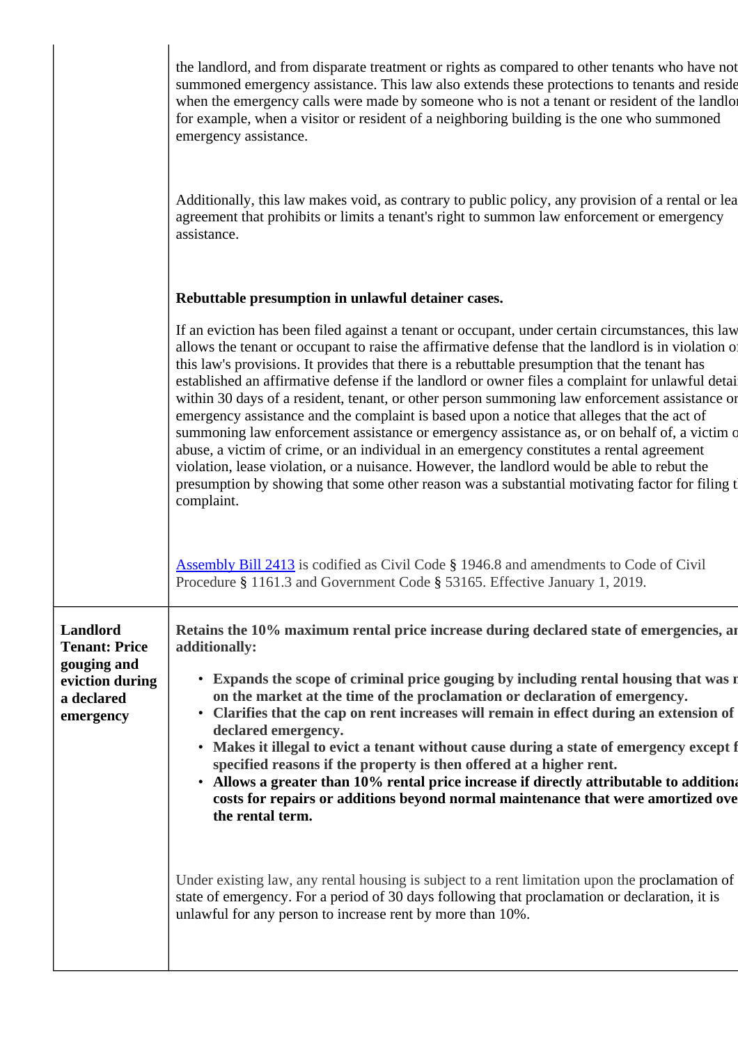| | |
|---|---|
| | the landlord, and from disparate treatment or rights as compared to other tenants who have not summoned emergency assistance. This law also extends these protections to tenants and reside when the emergency calls were made by someone who is not a tenant or resident of the landlor for example, when a visitor or resident of a neighboring building is the one who summoned emergency assistance.<br><br>Additionally, this law makes void, as contrary to public policy, any provision of a rental or lea agreement that prohibits or limits a tenant's right to summon law enforcement or emergency assistance.<br><br>**Rebuttable presumption in unlawful detainer cases.**<br><br>If an eviction has been filed against a tenant or occupant, under certain circumstances, this law allows the tenant or occupant to raise the affirmative defense that the landlord is in violation o this law's provisions. It provides that there is a rebuttable presumption that the tenant has established an affirmative defense if the landlord or owner files a complaint for unlawful detai within 30 days of a resident, tenant, or other person summoning law enforcement assistance or emergency assistance and the complaint is based upon a notice that alleges that the act of summoning law enforcement assistance or emergency assistance as, or on behalf of, a victim o abuse, a victim of crime, or an individual in an emergency constitutes a rental agreement violation, lease violation, or a nuisance. However, the landlord would be able to rebut the presumption by showing that some other reason was a substantial motivating factor for filing t complaint.<br><br>Assembly Bill 2413 is codified as Civil Code § 1946.8 and amendments to Code of Civil Procedure § 1161.3 and Government Code § 53165. Effective January 1, 2019. |
| **Landlord Tenant: Price gouging and eviction during a declared emergency** | **Retains the 10% maximum rental price increase during declared state of emergencies, an additionally:**<br><br>• **Expands the scope of criminal price gouging by including rental housing that was n on the market at the time of the proclamation or declaration of emergency.**<br>• **Clarifies that the cap on rent increases will remain in effect during an extension of declared emergency.**<br>• **Makes it illegal to evict a tenant without cause during a state of emergency except f specified reasons if the property is then offered at a higher rent.**<br>• **Allows a greater than 10% rental price increase if directly attributable to additiona costs for repairs or additions beyond normal maintenance that were amortized ove the rental term.**<br><br>Under existing law, any rental housing is subject to a rent limitation upon the proclamation of state of emergency. For a period of 30 days following that proclamation or declaration, it is unlawful for any person to increase rent by more than 10%. |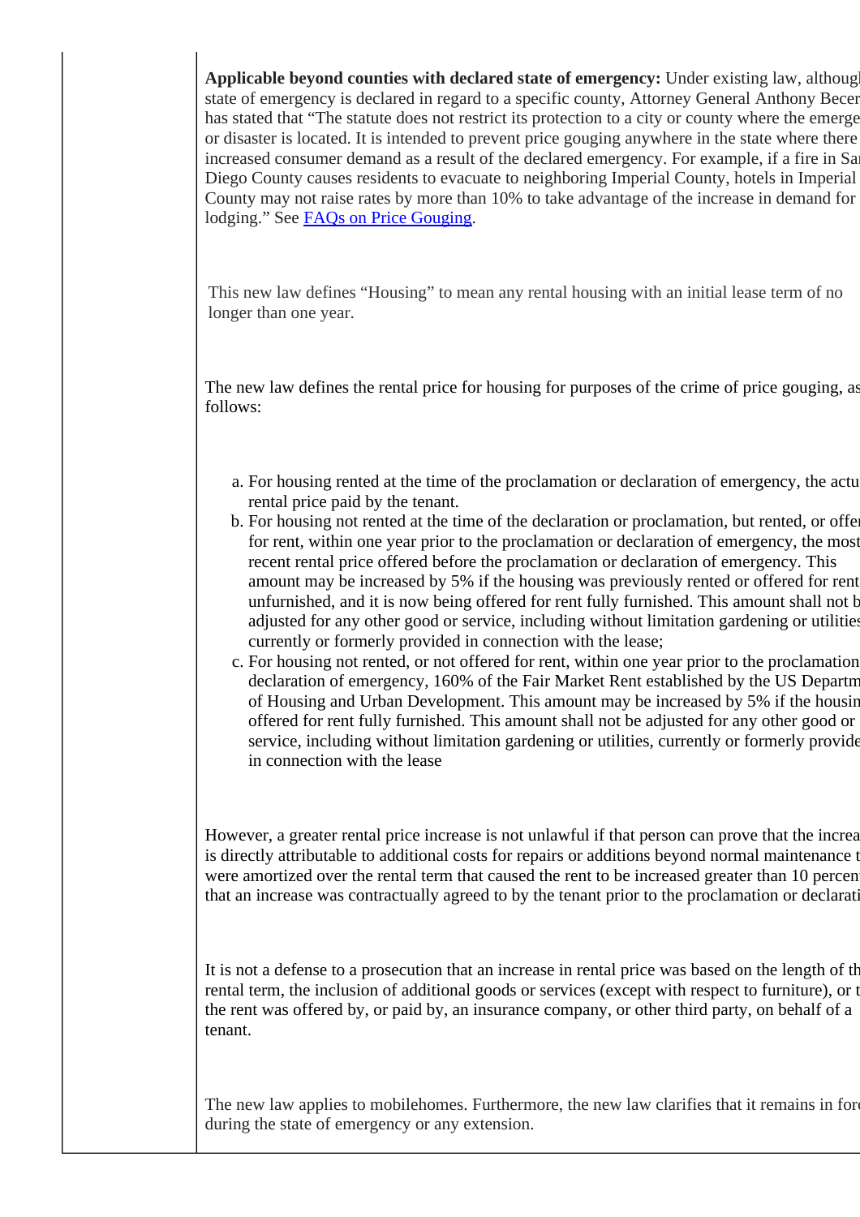**Applicable beyond counties with declared state of emergency:** Under existing law, although state of emergency is declared in regard to a specific county, Attorney General Anthony Becer has stated that "The statute does not restrict its protection to a city or county where the emerge or disaster is located. It is intended to prevent price gouging anywhere in the state where there increased consumer demand as a result of the declared emergency. For example, if a fire in San Diego County causes residents to evacuate to neighboring Imperial County, hotels in Imperial County may not raise rates by more than 10% to take advantage of the increase in demand for lodging." See [FAQs on Price Gouging](FAQs on Price Gouging).

This new law defines "Housing" to mean any rental housing with an initial lease term of no longer than one year.

The new law defines the rental price for housing for purposes of the crime of price gouging, as follows:

a. For housing rented at the time of the proclamation or declaration of emergency, the actu rental price paid by the tenant.
b. For housing not rented at the time of the declaration or proclamation, but rented, or offe for rent, within one year prior to the proclamation or declaration of emergency, the most recent rental price offered before the proclamation or declaration of emergency. This amount may be increased by 5% if the housing was previously rented or offered for rent unfurnished, and it is now being offered for rent fully furnished. This amount shall not b adjusted for any other good or service, including without limitation gardening or utilitie currently or formerly provided in connection with the lease;
c. For housing not rented, or not offered for rent, within one year prior to the proclamation declaration of emergency, 160% of the Fair Market Rent established by the US Departm of Housing and Urban Development. This amount may be increased by 5% if the housin offered for rent fully furnished. This amount shall not be adjusted for any other good or service, including without limitation gardening or utilities, currently or formerly provide in connection with the lease

However, a greater rental price increase is not unlawful if that person can prove that the increa is directly attributable to additional costs for repairs or additions beyond normal maintenance t were amortized over the rental term that caused the rent to be increased greater than 10 percen that an increase was contractually agreed to by the tenant prior to the proclamation or declarati

It is not a defense to a prosecution that an increase in rental price was based on the length of th rental term, the inclusion of additional goods or services (except with respect to furniture), or t the rent was offered by, or paid by, an insurance company, or other third party, on behalf of a tenant.

The new law applies to mobilehomes. Furthermore, the new law clarifies that it remains in for during the state of emergency or any extension.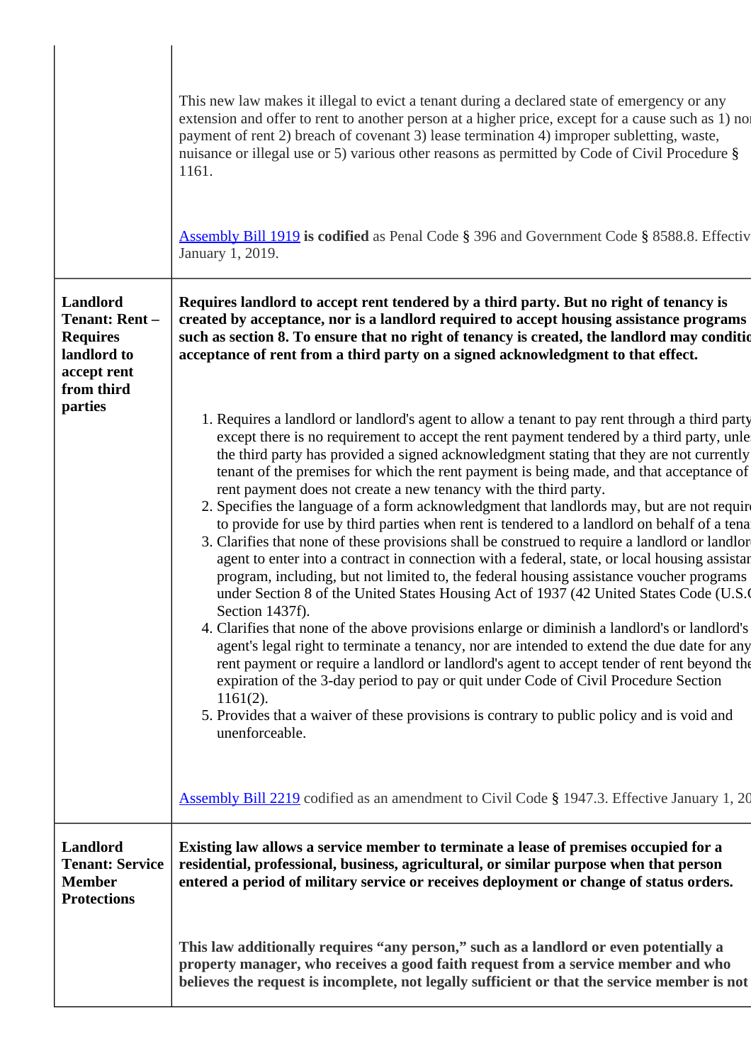| | |
|---|---|
| | This new law makes it illegal to evict a tenant during a declared state of emergency or any extension and offer to rent to another person at a higher price, except for a cause such as 1) non payment of rent 2) breach of covenant 3) lease termination 4) improper subletting, waste, nuisance or illegal use or 5) various other reasons as permitted by Code of Civil Procedure § 1161.<br><br>[Assembly Bill 1919](#) **is codified** as Penal Code § 396 and Government Code § 8588.8. Effectiv January 1, 2019. |
| **Landlord Tenant: Rent – Requires landlord to accept rent from third parties** | **Requires landlord to accept rent tendered by a third party. But no right of tenancy is created by acceptance, nor is a landlord required to accept housing assistance programs such as section 8. To ensure that no right of tenancy is created, the landlord may conditio acceptance of rent from a third party on a signed acknowledgment to that effect.**<br><br>1. Requires a landlord or landlord's agent to allow a tenant to pay rent through a third party except there is no requirement to accept the rent payment tendered by a third party, unle the third party has provided a signed acknowledgment stating that they are not currently tenant of the premises for which the rent payment is being made, and that acceptance of rent payment does not create a new tenancy with the third party.<br>2. Specifies the language of a form acknowledgment that landlords may, but are not requir to provide for use by third parties when rent is tendered to a landlord on behalf of a tena<br>3. Clarifies that none of these provisions shall be construed to require a landlord or landlor agent to enter into a contract in connection with a federal, state, or local housing assistar program, including, but not limited to, the federal housing assistance voucher programs under Section 8 of the United States Housing Act of 1937 (42 United States Code (U.S.C Section 1437f).<br>4. Clarifies that none of the above provisions enlarge or diminish a landlord's or landlord's agent's legal right to terminate a tenancy, nor are intended to extend the due date for any rent payment or require a landlord or landlord's agent to accept tender of rent beyond the expiration of the 3-day period to pay or quit under Code of Civil Procedure Section 1161(2).<br>5. Provides that a waiver of these provisions is contrary to public policy and is void and unenforceable.<br><br>[Assembly Bill 2219](#) codified as an amendment to Civil Code § 1947.3. Effective January 1, 20 |
| **Landlord Tenant: Service Member Protections** | **Existing law allows a service member to terminate a lease of premises occupied for a residential, professional, business, agricultural, or similar purpose when that person entered a period of military service or receives deployment or change of status orders.**<br><br>**This law additionally requires "any person," such as a landlord or even potentially a property manager, who receives a good faith request from a service member and who believes the request is incomplete, not legally sufficient or that the service member is not** |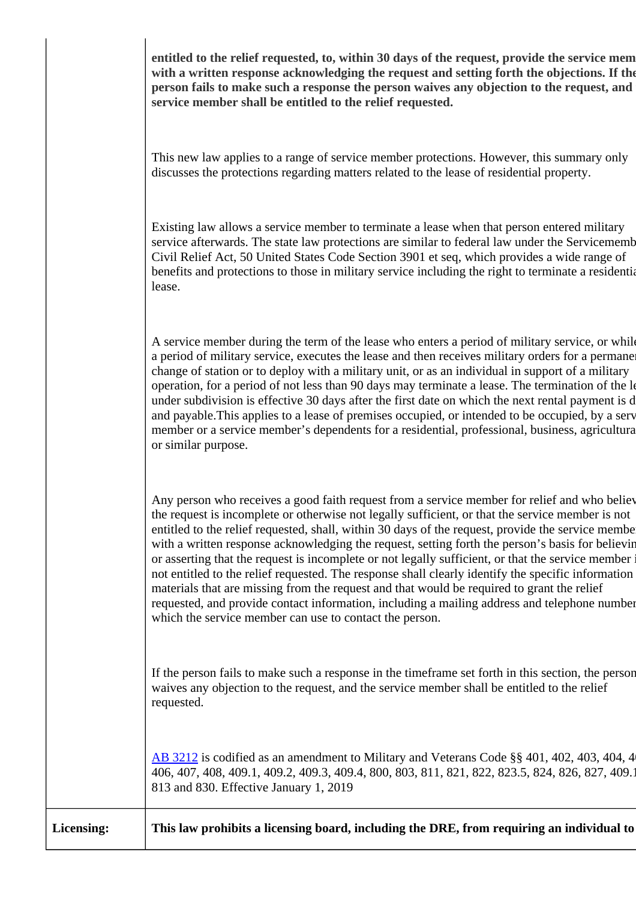| | |
|---|---|
| | **entitled to the relief requested, to, within 30 days of the request, provide the service mem with a written response acknowledging the request and setting forth the objections. If the person fails to make such a response the person waives any objection to the request, and service member shall be entitled to the relief requested.**<br><br>This new law applies to a range of service member protections. However, this summary only discusses the protections regarding matters related to the lease of residential property.<br><br>Existing law allows a service member to terminate a lease when that person entered military service afterwards. The state law protections are similar to federal law under the Servicememb Civil Relief Act, 50 United States Code Section 3901 et seq, which provides a wide range of benefits and protections to those in military service including the right to terminate a residentia lease.<br><br>A service member during the term of the lease who enters a period of military service, or whil a period of military service, executes the lease and then receives military orders for a permaner change of station or to deploy with a military unit, or as an individual in support of a military operation, for a period of not less than 90 days may terminate a lease. The termination of the le under subdivision is effective 30 days after the first date on which the next rental payment is d and payable.This applies to a lease of premises occupied, or intended to be occupied, by a serv member or a service member's dependents for a residential, professional, business, agricultura or similar purpose.<br><br>Any person who receives a good faith request from a service member for relief and who believ the request is incomplete or otherwise not legally sufficient, or that the service member is not entitled to the relief requested, shall, within 30 days of the request, provide the service membe with a written response acknowledging the request, setting forth the person's basis for believin or asserting that the request is incomplete or not legally sufficient, or that the service member i not entitled to the relief requested. The response shall clearly identify the specific information materials that are missing from the request and that would be required to grant the relief requested, and provide contact information, including a mailing address and telephone number which the service member can use to contact the person.<br><br>If the person fails to make such a response in the timeframe set forth in this section, the person waives any objection to the request, and the service member shall be entitled to the relief requested.<br><br>[AB 3212](#) is codified as an amendment to Military and Veterans Code §§ 401, 402, 403, 404, 4 406, 407, 408, 409.1, 409.2, 409.3, 409.4, 800, 803, 811, 821, 822, 823.5, 824, 826, 827, 409.1 813 and 830. Effective January 1, 2019 |
| **Licensing:** | **This law prohibits a licensing board, including the DRE, from requiring an individual to** |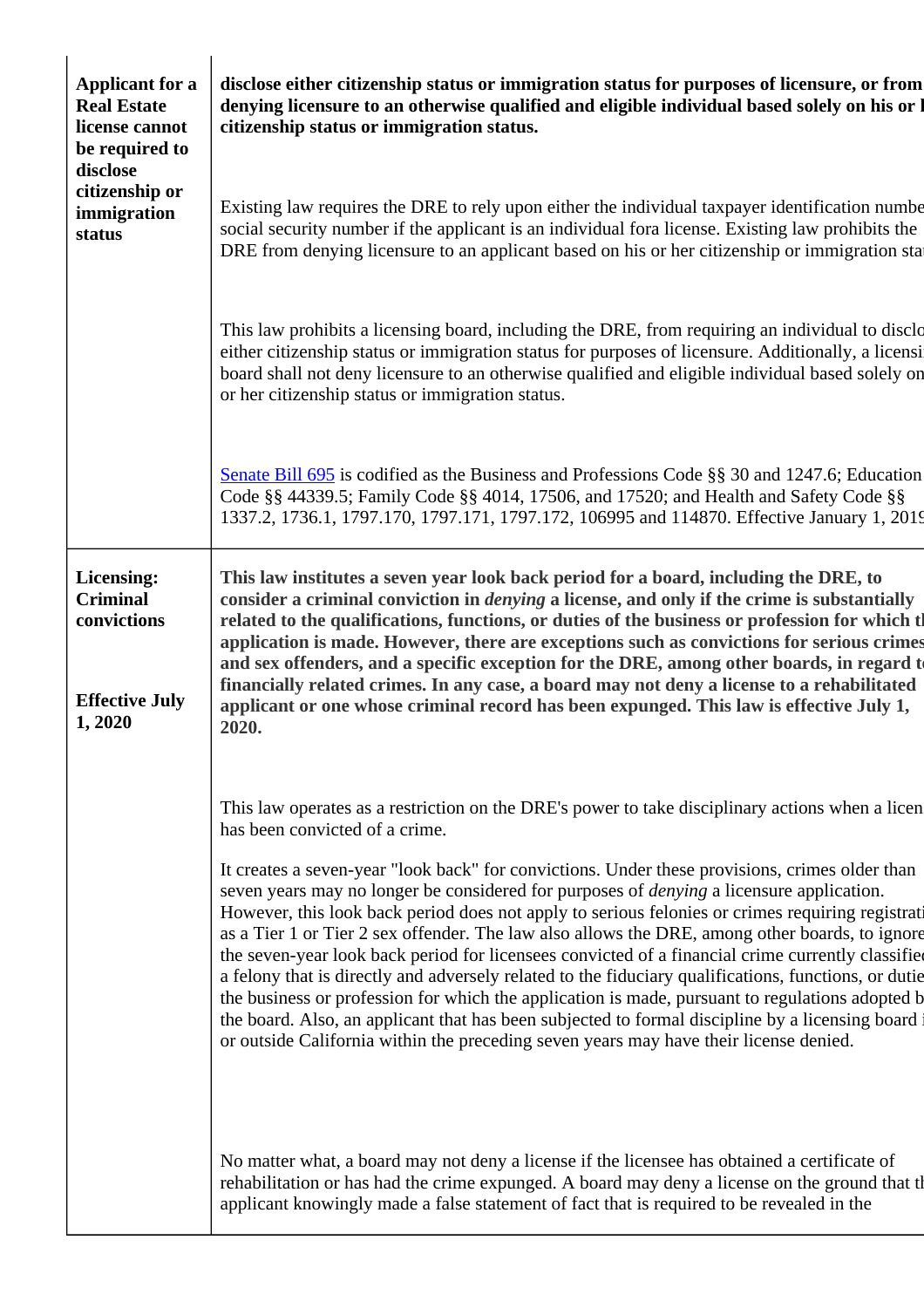| | |
|---|---|
| **Applicant for a Real Estate license cannot be required to disclose citizenship or immigration status** | **disclose either citizenship status or immigration status for purposes of licensure, or from denying licensure to an otherwise qualified and eligible individual based solely on his or h citizenship status or immigration status.**<br><br>Existing law requires the DRE to rely upon either the individual taxpayer identification numbe social security number if the applicant is an individual fora license. Existing law prohibits the DRE from denying licensure to an applicant based on his or her citizenship or immigration sta<br><br>This law prohibits a licensing board, including the DRE, from requiring an individual to disclo either citizenship status or immigration status for purposes of licensure. Additionally, a licensi board shall not deny licensure to an otherwise qualified and eligible individual based solely on or her citizenship status or immigration status.<br><br>[Senate Bill 695](#) is codified as the Business and Professions Code §§ 30 and 1247.6; Education Code §§ 44339.5; Family Code §§ 4014, 17506, and 17520; and Health and Safety Code §§ 1337.2, 1736.1, 1797.170, 1797.171, 1797.172, 106995 and 114870. Effective January 1, 201 |
| **Licensing: Criminal convictions**<br><br>**Effective July 1, 2020** | **This law institutes a seven year look back period for a board, including the DRE, to consider a criminal conviction in *denying* a license, and only if the crime is substantially related to the qualifications, functions, or duties of the business or profession for which th application is made. However, there are exceptions such as convictions for serious crimes and sex offenders, and a specific exception for the DRE, among other boards, in regard t financially related crimes. In any case, a board may not deny a license to a rehabilitated applicant or one whose criminal record has been expunged. This law is effective July 1, 2020.**<br><br>This law operates as a restriction on the DRE's power to take disciplinary actions when a licen has been convicted of a crime.<br><br>It creates a seven-year "look back" for convictions. Under these provisions, crimes older than seven years may no longer be considered for purposes of *denying* a licensure application. However, this look back period does not apply to serious felonies or crimes requiring registrati as a Tier 1 or Tier 2 sex offender. The law also allows the DRE, among other boards, to ignore the seven-year look back period for licensees convicted of a financial crime currently classifie a felony that is directly and adversely related to the fiduciary qualifications, functions, or dutie the business or profession for which the application is made, pursuant to regulations adopted b the board. Also, an applicant that has been subjected to formal discipline by a licensing board i or outside California within the preceding seven years may have their license denied.<br><br>No matter what, a board may not deny a license if the licensee has obtained a certificate of rehabilitation or has had the crime expunged. A board may deny a license on the ground that th applicant knowingly made a false statement of fact that is required to be revealed in the |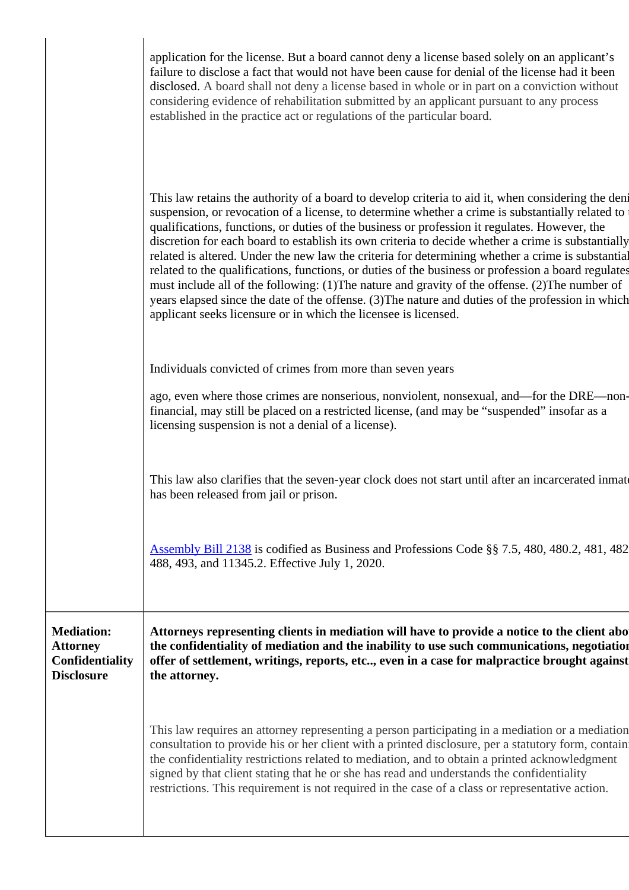| | |
|---|---|
| | application for the license. But a board cannot deny a license based solely on an applicant's failure to disclose a fact that would not have been cause for denial of the license had it been disclosed. A board shall not deny a license based in whole or in part on a conviction without considering evidence of rehabilitation submitted by an applicant pursuant to any process established in the practice act or regulations of the particular board.<br><br>This law retains the authority of a board to develop criteria to aid it, when considering the deni suspension, or revocation of a license, to determine whether a crime is substantially related to t qualifications, functions, or duties of the business or profession it regulates. However, the discretion for each board to establish its own criteria to decide whether a crime is substantially related is altered. Under the new law the criteria for determining whether a crime is substantial related to the qualifications, functions, or duties of the business or profession a board regulates must include all of the following: (1)The nature and gravity of the offense. (2)The number of years elapsed since the date of the offense. (3)The nature and duties of the profession in which applicant seeks licensure or in which the licensee is licensed.<br><br>Individuals convicted of crimes from more than seven years<br><br>ago, even where those crimes are nonserious, nonviolent, nonsexual, and—for the DRE—non-financial, may still be placed on a restricted license, (and may be "suspended" insofar as a licensing suspension is not a denial of a license).<br><br>This law also clarifies that the seven-year clock does not start until after an incarcerated inmat has been released from jail or prison.<br><br>Assembly Bill 2138 is codified as Business and Professions Code §§ 7.5, 480, 480.2, 481, 482 488, 493, and 11345.2. Effective July 1, 2020. |
| **Mediation: Attorney Confidentiality Disclosure** | **Attorneys representing clients in mediation will have to provide a notice to the client abo the confidentiality of mediation and the inability to use such communications, negotiatio offer of settlement, writings, reports, etc.., even in a case for malpractice brought against the attorney.**<br><br>This law requires an attorney representing a person participating in a mediation or a mediation consultation to provide his or her client with a printed disclosure, per a statutory form, contain the confidentiality restrictions related to mediation, and to obtain a printed acknowledgment signed by that client stating that he or she has read and understands the confidentiality restrictions. This requirement is not required in the case of a class or representative action. |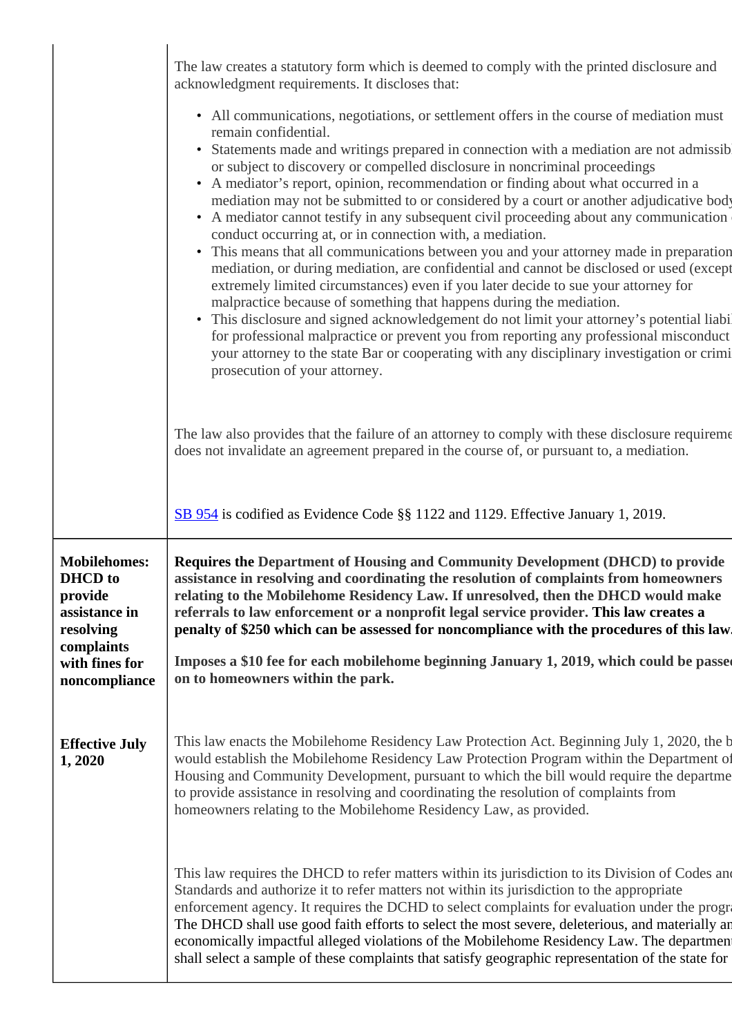| | |
|---|---|
| | The law creates a statutory form which is deemed to comply with the printed disclosure and acknowledgment requirements. It discloses that:<br><br>• All communications, negotiations, or settlement offers in the course of mediation must remain confidential.<br>• Statements made and writings prepared in connection with a mediation are not admissib or subject to discovery or compelled disclosure in noncriminal proceedings<br>• A mediator's report, opinion, recommendation or finding about what occurred in a mediation may not be submitted to or considered by a court or another adjudicative body<br>• A mediator cannot testify in any subsequent civil proceeding about any communication conduct occurring at, or in connection with, a mediation.<br>• This means that all communications between you and your attorney made in preparation mediation, or during mediation, are confidential and cannot be disclosed or used (except extremely limited circumstances) even if you later decide to sue your attorney for malpractice because of something that happens during the mediation.<br>• This disclosure and signed acknowledgement do not limit your attorney's potential liabi for professional malpractice or prevent you from reporting any professional misconduct your attorney to the state Bar or cooperating with any disciplinary investigation or crimi prosecution of your attorney.<br><br>The law also provides that the failure of an attorney to comply with these disclosure requireme does not invalidate an agreement prepared in the course of, or pursuant to, a mediation.<br><br>SB 954 is codified as Evidence Code §§ 1122 and 1129. Effective January 1, 2019. |
| **Mobilehomes: DHCD to provide assistance in resolving complaints with fines for noncompliance**<br><br>**Effective July 1, 2020** | **Requires the Department of Housing and Community Development (DHCD) to provide assistance in resolving and coordinating the resolution of complaints from homeowners relating to the Mobilehome Residency Law. If unresolved, then the DHCD would make referrals to law enforcement or a nonprofit legal service provider. This law creates a penalty of $250 which can be assessed for noncompliance with the procedures of this law.**<br><br>**Imposes a $10 fee for each mobilehome beginning January 1, 2019, which could be passe on to homeowners within the park.**<br><br>This law enacts the Mobilehome Residency Law Protection Act. Beginning July 1, 2020, the b would establish the Mobilehome Residency Law Protection Program within the Department of Housing and Community Development, pursuant to which the bill would require the departme to provide assistance in resolving and coordinating the resolution of complaints from homeowners relating to the Mobilehome Residency Law, as provided.<br><br>This law requires the DHCD to refer matters within its jurisdiction to its Division of Codes and Standards and authorize it to refer matters not within its jurisdiction to the appropriate enforcement agency. It requires the DCHD to select complaints for evaluation under the progra The DHCD shall use good faith efforts to select the most severe, deleterious, and materially an economically impactful alleged violations of the Mobilehome Residency Law. The departmen shall select a sample of these complaints that satisfy geographic representation of the state for |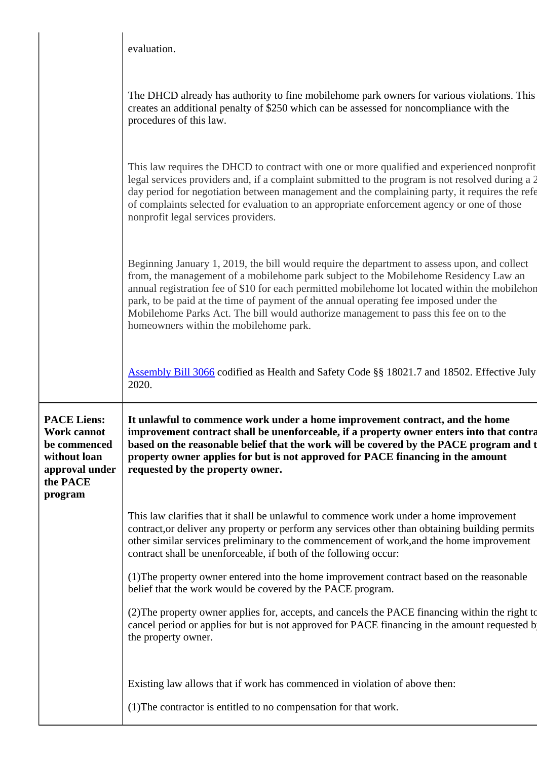| | |
|---|---|
| | evaluation.<br><br>The DHCD already has authority to fine mobilehome park owners for various violations. This creates an additional penalty of $250 which can be assessed for noncompliance with the procedures of this law.<br><br>This law requires the DHCD to contract with one or more qualified and experienced nonprofit legal services providers and, if a complaint submitted to the program is not resolved during a 2 day period for negotiation between management and the complaining party, it requires the refe of complaints selected for evaluation to an appropriate enforcement agency or one of those nonprofit legal services providers.<br><br>Beginning January 1, 2019, the bill would require the department to assess upon, and collect from, the management of a mobilehome park subject to the Mobilehome Residency Law an annual registration fee of $10 for each permitted mobilehome lot located within the mobilehon park, to be paid at the time of payment of the annual operating fee imposed under the Mobilehome Parks Act. The bill would authorize management to pass this fee on to the homeowners within the mobilehome park.<br><br>Assembly Bill 3066 codified as Health and Safety Code §§ 18021.7 and 18502. Effective July 2020. |
| **PACE Liens: Work cannot be commenced without loan approval under the PACE program** | **It unlawful to commence work under a home improvement contract, and the home improvement contract shall be unenforceable, if a property owner enters into that contra based on the reasonable belief that the work will be covered by the PACE program and t property owner applies for but is not approved for PACE financing in the amount requested by the property owner.**<br><br>This law clarifies that it shall be unlawful to commence work under a home improvement contract,or deliver any property or perform any services other than obtaining building permits other similar services preliminary to the commencement of work,and the home improvement contract shall be unenforceable, if both of the following occur:<br><br>(1)The property owner entered into the home improvement contract based on the reasonable belief that the work would be covered by the PACE program.<br><br>(2)The property owner applies for, accepts, and cancels the PACE financing within the right to cancel period or applies for but is not approved for PACE financing in the amount requested b the property owner.<br><br>Existing law allows that if work has commenced in violation of above then:<br><br>(1)The contractor is entitled to no compensation for that work. |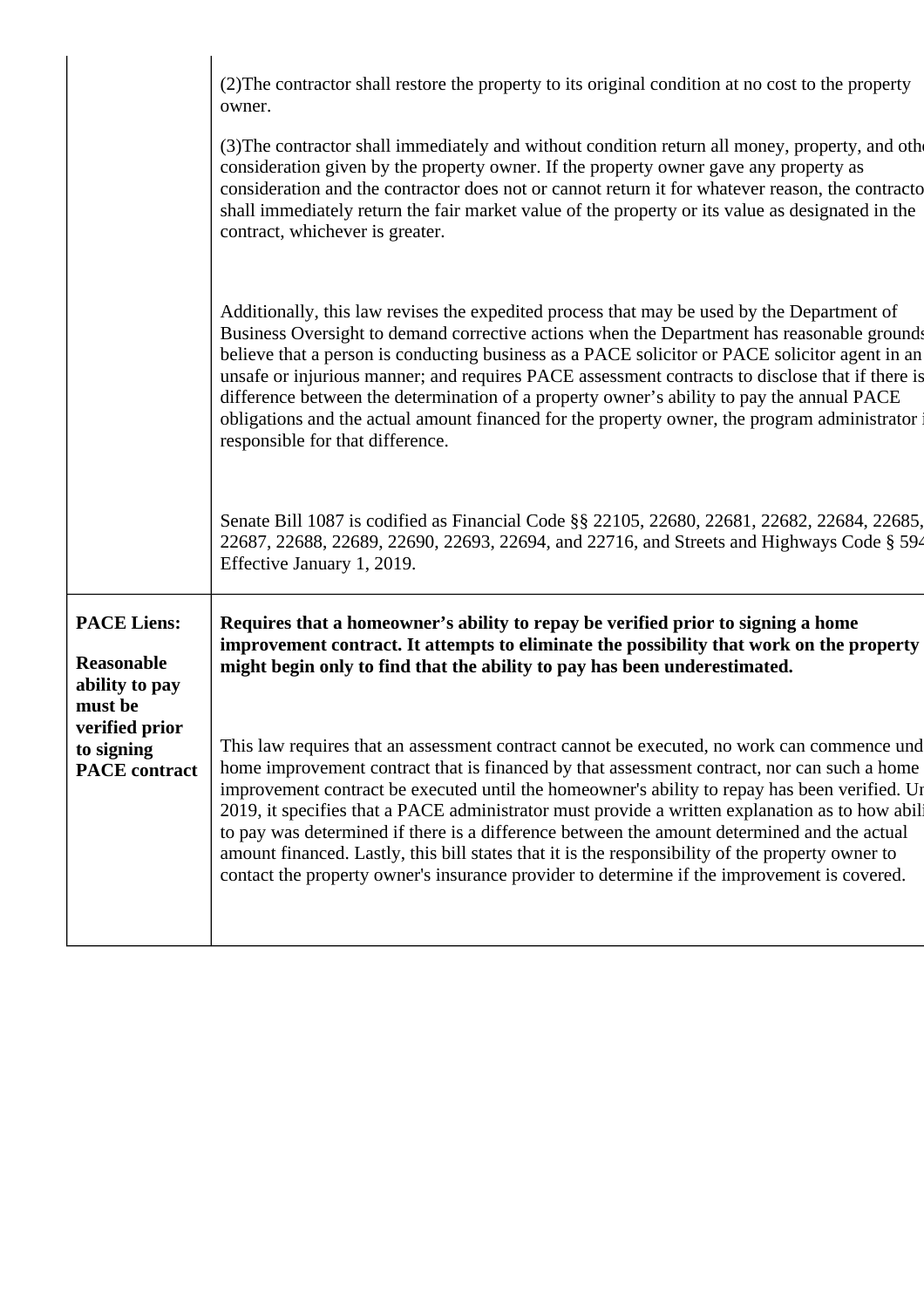| | |
|---|---|
| | (2)The contractor shall restore the property to its original condition at no cost to the property owner.<br><br>(3)The contractor shall immediately and without condition return all money, property, and oth consideration given by the property owner. If the property owner gave any property as consideration and the contractor does not or cannot return it for whatever reason, the contracto shall immediately return the fair market value of the property or its value as designated in the contract, whichever is greater.<br><br>Additionally, this law revises the expedited process that may be used by the Department of Business Oversight to demand corrective actions when the Department has reasonable grounds believe that a person is conducting business as a PACE solicitor or PACE solicitor agent in an unsafe or injurious manner; and requires PACE assessment contracts to disclose that if there is difference between the determination of a property owner's ability to pay the annual PACE obligations and the actual amount financed for the property owner, the program administrator i responsible for that difference.<br><br>Senate Bill 1087 is codified as Financial Code §§ 22105, 22680, 22681, 22682, 22684, 22685, 22687, 22688, 22689, 22690, 22693, 22694, and 22716, and Streets and Highways Code § 594 Effective January 1, 2019. |
| **PACE Liens:**<br><br>**Reasonable ability to pay must be verified prior to signing PACE contract** | **Requires that a homeowner's ability to repay be verified prior to signing a home improvement contract. It attempts to eliminate the possibility that work on the property might begin only to find that the ability to pay has been underestimated.**<br><br>This law requires that an assessment contract cannot be executed, no work can commence und home improvement contract that is financed by that assessment contract, nor can such a home improvement contract be executed until the homeowner's ability to repay has been verified. Ur 2019, it specifies that a PACE administrator must provide a written explanation as to how abili to pay was determined if there is a difference between the amount determined and the actual amount financed. Lastly, this bill states that it is the responsibility of the property owner to contact the property owner's insurance provider to determine if the improvement is covered. |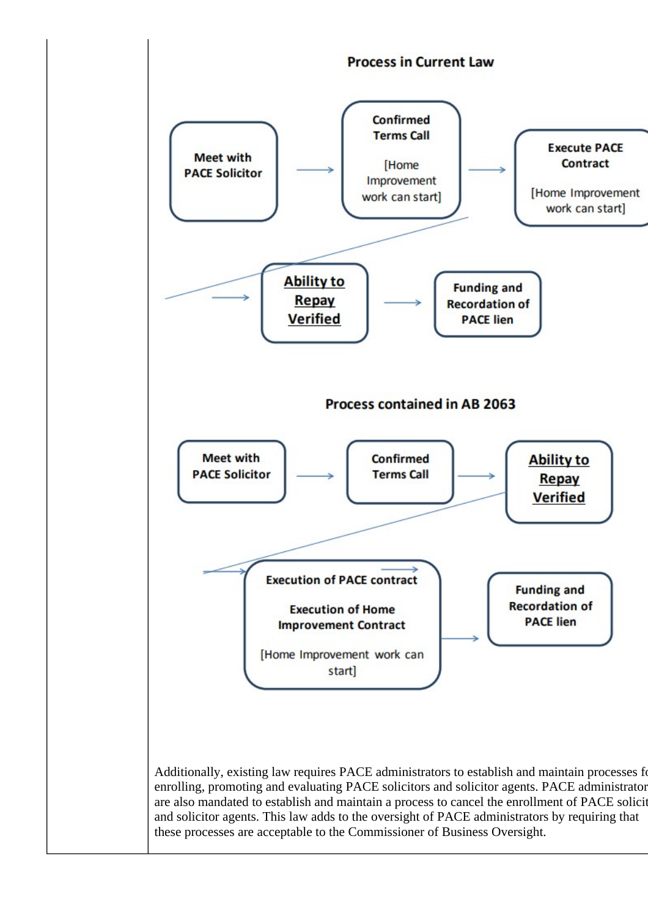**Process in Current Law**

Meet with PACE Solicitor → Confirmed Terms Call [Home Improvement work can start] → Execute PACE Contract [Home Improvement work can start] → **Ability to Repay Verified** → Funding and Recordation of PACE lien

**Process contained in AB 2063**

Meet with PACE Solicitor → Confirmed Terms Call → **Ability to Repay Verified** → Execution of PACE contract; Execution of Home Improvement Contract [Home Improvement work can start] → Funding and Recordation of PACE lien

Additionally, existing law requires PACE administrators to establish and maintain processes fo enrolling, promoting and evaluating PACE solicitors and solicitor agents. PACE administrator are also mandated to establish and maintain a process to cancel the enrollment of PACE solicit and solicitor agents. This law adds to the oversight of PACE administrators by requiring that these processes are acceptable to the Commissioner of Business Oversight.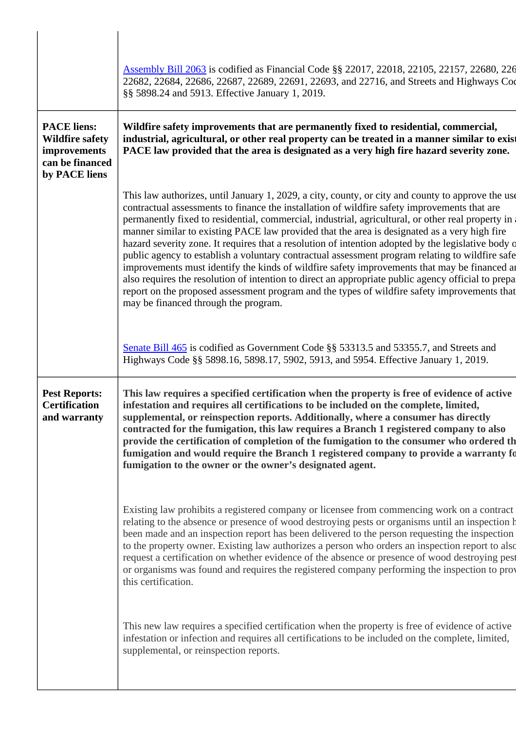| | |
|---|---|
| | [Assembly Bill 2063](#) is codified as Financial Code §§ 22017, 22018, 22105, 22157, 22680, 226 22682, 22684, 22686, 22687, 22689, 22691, 22693, and 22716, and Streets and Highways Coc §§ 5898.24 and 5913. Effective January 1, 2019. |
| **PACE liens: Wildfire safety improvements can be financed by PACE liens** | **Wildfire safety improvements that are permanently fixed to residential, commercial, industrial, agricultural, or other real property can be treated in a manner similar to exist PACE law provided that the area is designated as a very high fire hazard severity zone.**<br><br>This law authorizes, until January 1, 2029, a city, county, or city and county to approve the use contractual assessments to finance the installation of wildfire safety improvements that are permanently fixed to residential, commercial, industrial, agricultural, or other real property in a manner similar to existing PACE law provided that the area is designated as a very high fire hazard severity zone. It requires that a resolution of intention adopted by the legislative body o public agency to establish a voluntary contractual assessment program relating to wildfire safe improvements must identify the kinds of wildfire safety improvements that may be financed an also requires the resolution of intention to direct an appropriate public agency official to prepa report on the proposed assessment program and the types of wildfire safety improvements that may be financed through the program.<br><br>[Senate Bill 465](#) is codified as Government Code §§ 53313.5 and 53355.7, and Streets and Highways Code §§ 5898.16, 5898.17, 5902, 5913, and 5954. Effective January 1, 2019. |
| **Pest Reports: Certification and warranty** | **This law requires a specified certification when the property is free of evidence of active infestation and requires all certifications to be included on the complete, limited, supplemental, or reinspection reports. Additionally, where a consumer has directly contracted for the fumigation, this law requires a Branch 1 registered company to also provide the certification of completion of the fumigation to the consumer who ordered th fumigation and would require the Branch 1 registered company to provide a warranty fo fumigation to the owner or the owner's designated agent.**<br><br>Existing law prohibits a registered company or licensee from commencing work on a contract relating to the absence or presence of wood destroying pests or organisms until an inspection h been made and an inspection report has been delivered to the person requesting the inspection to the property owner. Existing law authorizes a person who orders an inspection report to also request a certification on whether evidence of the absence or presence of wood destroying pest or organisms was found and requires the registered company performing the inspection to prov this certification.<br><br>This new law requires a specified certification when the property is free of evidence of active infestation or infection and requires all certifications to be included on the complete, limited, supplemental, or reinspection reports. |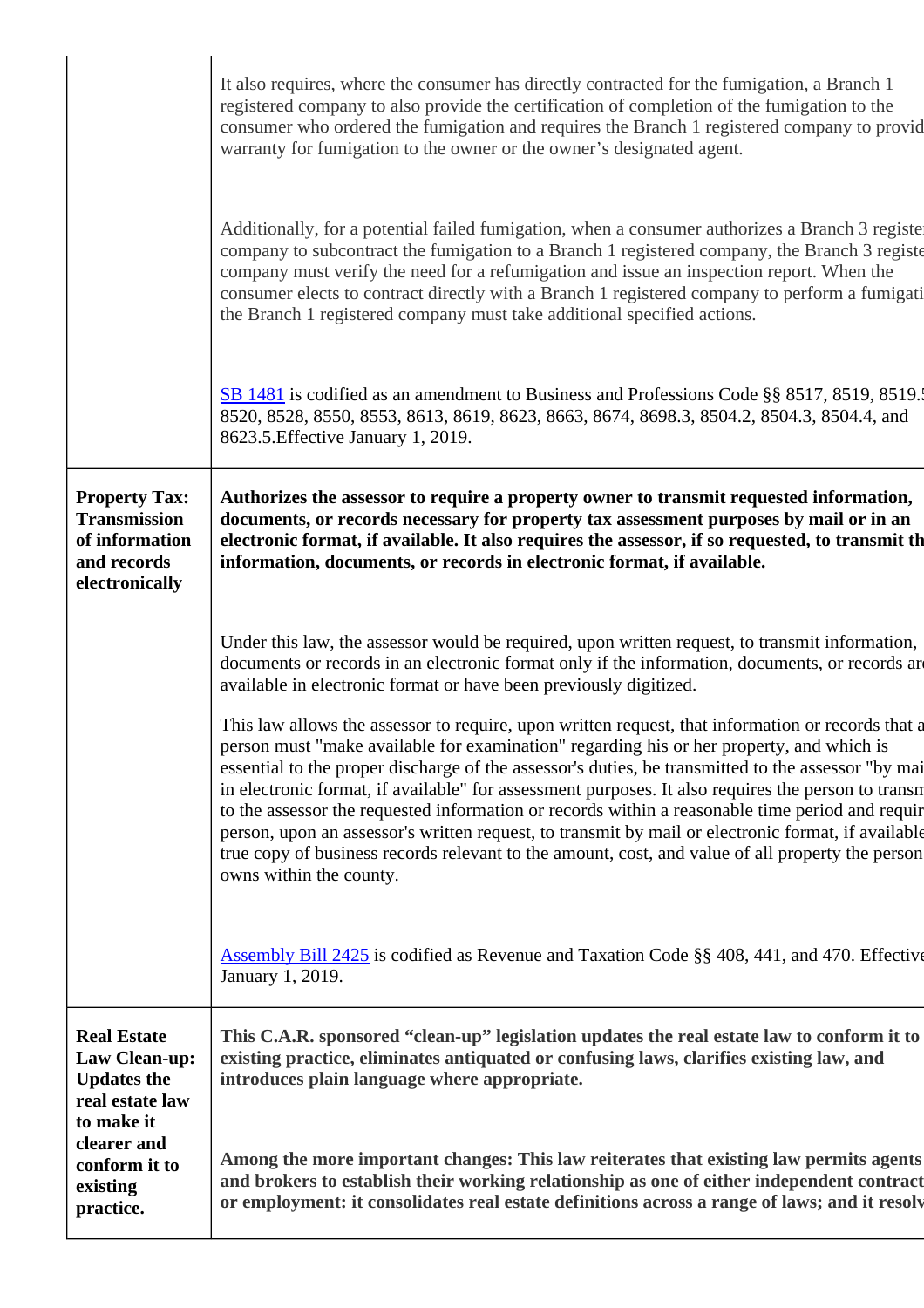| | |
|---|---|
| | It also requires, where the consumer has directly contracted for the fumigation, a Branch 1 registered company to also provide the certification of completion of the fumigation to the consumer who ordered the fumigation and requires the Branch 1 registered company to provid warranty for fumigation to the owner or the owner's designated agent.<br><br>Additionally, for a potential failed fumigation, when a consumer authorizes a Branch 3 registe company to subcontract the fumigation to a Branch 1 registered company, the Branch 3 registe company must verify the need for a refumigation and issue an inspection report. When the consumer elects to contract directly with a Branch 1 registered company to perform a fumigati the Branch 1 registered company must take additional specified actions.<br><br>SB 1481 is codified as an amendment to Business and Professions Code §§ 8517, 8519, 8519. 8520, 8528, 8550, 8553, 8613, 8619, 8623, 8663, 8674, 8698.3, 8504.2, 8504.3, 8504.4, and 8623.5.Effective January 1, 2019. |
| **Property Tax: Transmission of information and records electronically** | **Authorizes the assessor to require a property owner to transmit requested information, documents, or records necessary for property tax assessment purposes by mail or in an electronic format, if available. It also requires the assessor, if so requested, to transmit th information, documents, or records in electronic format, if available.**<br><br>Under this law, the assessor would be required, upon written request, to transmit information, documents or records in an electronic format only if the information, documents, or records ar available in electronic format or have been previously digitized.<br><br>This law allows the assessor to require, upon written request, that information or records that a person must "make available for examination" regarding his or her property, and which is essential to the proper discharge of the assessor's duties, be transmitted to the assessor "by mai in electronic format, if available" for assessment purposes. It also requires the person to transm to the assessor the requested information or records within a reasonable time period and requir person, upon an assessor's written request, to transmit by mail or electronic format, if available true copy of business records relevant to the amount, cost, and value of all property the person owns within the county.<br><br>Assembly Bill 2425 is codified as Revenue and Taxation Code §§ 408, 441, and 470. Effective January 1, 2019. |
| **Real Estate Law Clean-up: Updates the real estate law to make it clearer and conform it to existing practice.** | **This C.A.R. sponsored "clean-up" legislation updates the real estate law to conform it to existing practice, eliminates antiquated or confusing laws, clarifies existing law, and introduces plain language where appropriate.**<br><br>**Among the more important changes: This law reiterates that existing law permits agents and brokers to establish their working relationship as one of either independent contract or employment: it consolidates real estate definitions across a range of laws; and it resolv** |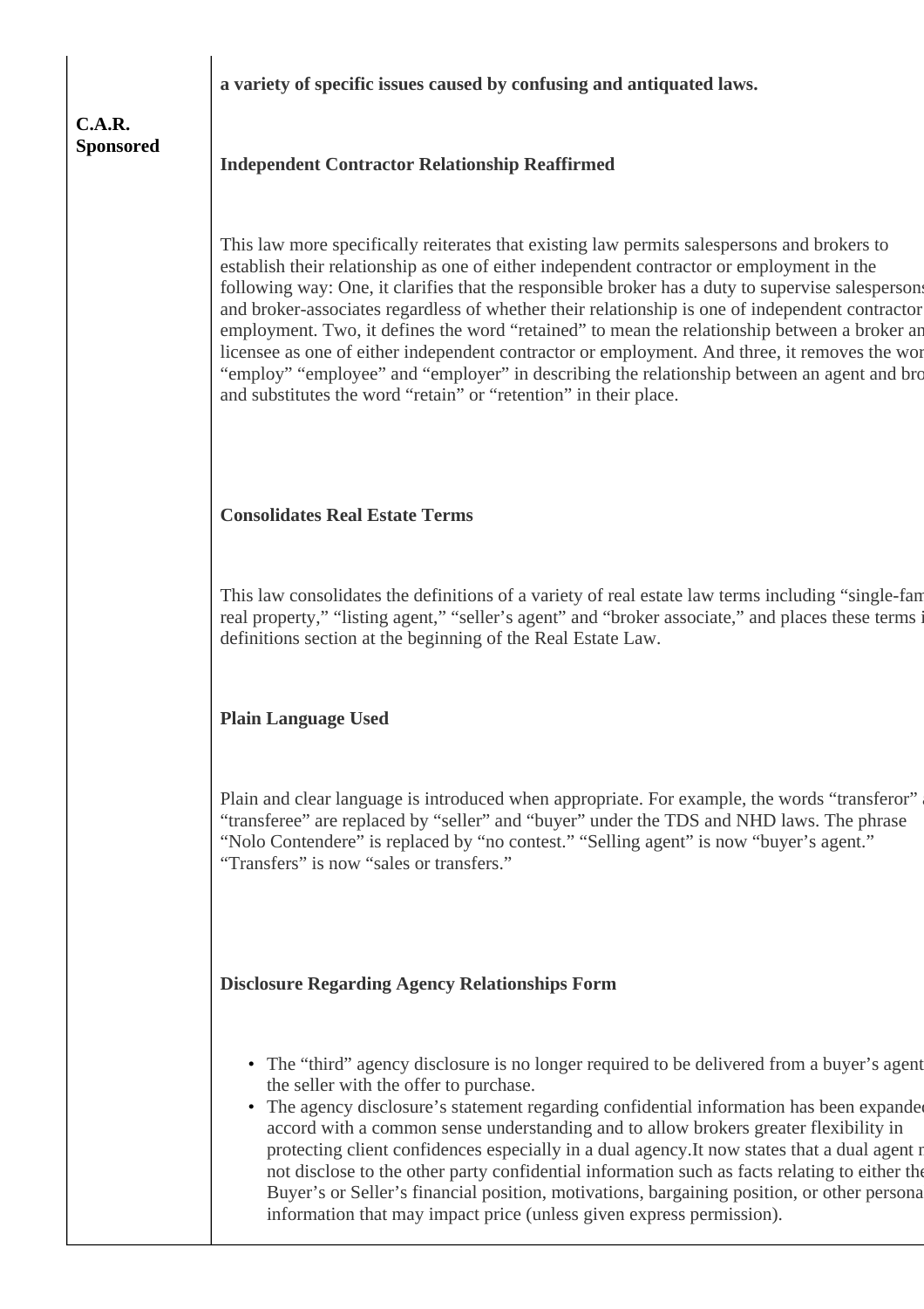| | |
|---|---|
| **C.A.R. Sponsored** | **a variety of specific issues caused by confusing and antiquated laws.**<br><br>**Independent Contractor Relationship Reaffirmed**<br><br>This law more specifically reiterates that existing law permits salespersons and brokers to establish their relationship as one of either independent contractor or employment in the following way: One, it clarifies that the responsible broker has a duty to supervise salespersons and broker-associates regardless of whether their relationship is one of independent contractor employment. Two, it defines the word "retained" to mean the relationship between a broker an licensee as one of either independent contractor or employment. And three, it removes the wor "employ" "employee" and "employer" in describing the relationship between an agent and bro and substitutes the word "retain" or "retention" in their place.<br><br>**Consolidates Real Estate Terms**<br><br>This law consolidates the definitions of a variety of real estate law terms including "single-fam real property," "listing agent," "seller's agent" and "broker associate," and places these terms i definitions section at the beginning of the Real Estate Law.<br><br>**Plain Language Used**<br><br>Plain and clear language is introduced when appropriate. For example, the words "transferor" "transferee" are replaced by "seller" and "buyer" under the TDS and NHD laws. The phrase "Nolo Contendere" is replaced by "no contest." "Selling agent" is now "buyer's agent." "Transfers" is now "sales or transfers."<br><br>**Disclosure Regarding Agency Relationships Form**<br><br>• The "third" agency disclosure is no longer required to be delivered from a buyer's agent the seller with the offer to purchase.<br>• The agency disclosure's statement regarding confidential information has been expande accord with a common sense understanding and to allow brokers greater flexibility in protecting client confidences especially in a dual agency.It now states that a dual agent not disclose to the other party confidential information such as facts relating to either the Buyer's or Seller's financial position, motivations, bargaining position, or other persona information that may impact price (unless given express permission). |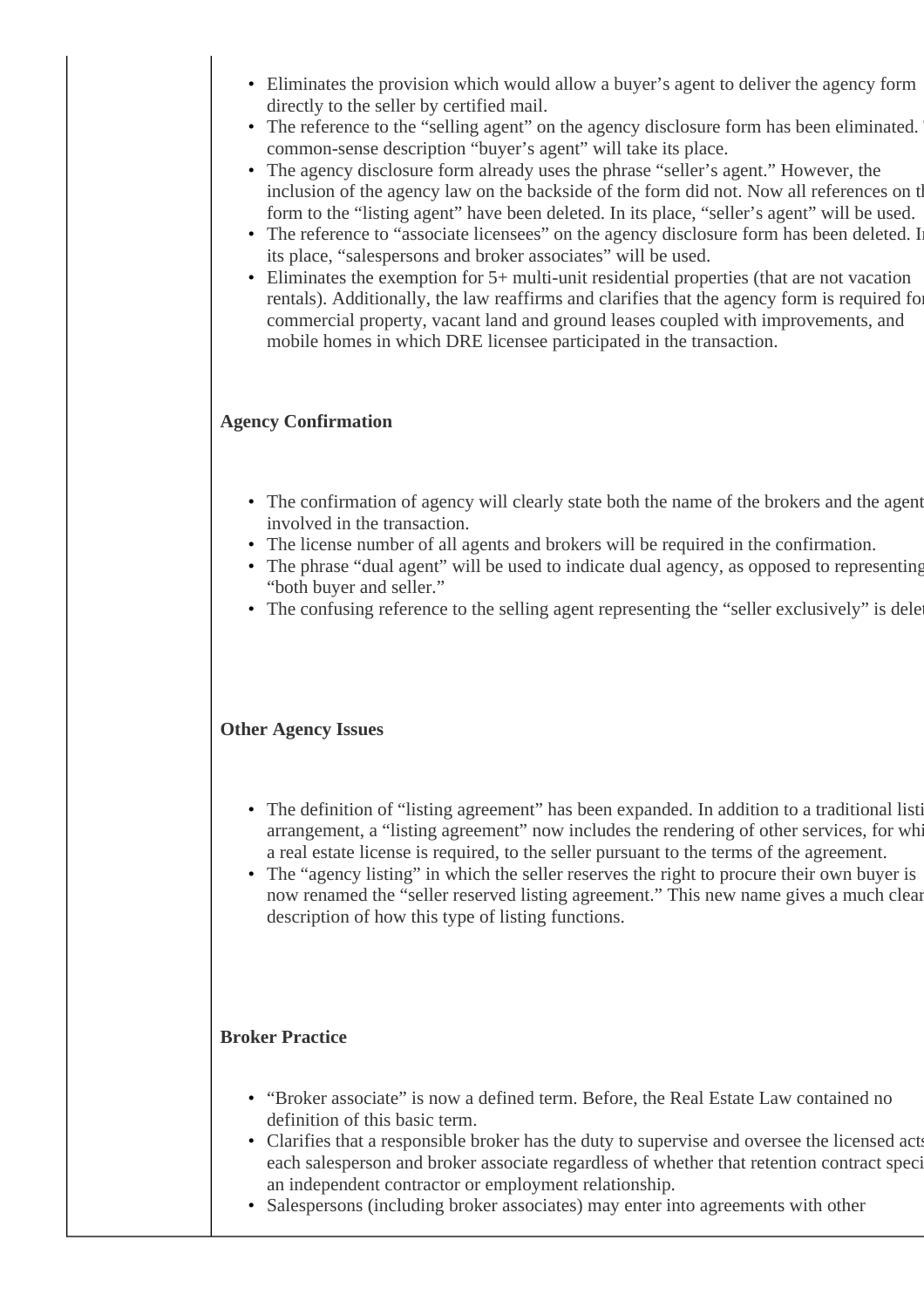- Eliminates the provision which would allow a buyer's agent to deliver the agency form directly to the seller by certified mail.
- The reference to the "selling agent" on the agency disclosure form has been eliminated. common-sense description "buyer's agent" will take its place.
- The agency disclosure form already uses the phrase "seller's agent." However, the inclusion of the agency law on the backside of the form did not. Now all references on th form to the "listing agent" have been deleted. In its place, "seller's agent" will be used.
- The reference to "associate licensees" on the agency disclosure form has been deleted. In its place, "salespersons and broker associates" will be used.
- Eliminates the exemption for 5+ multi-unit residential properties (that are not vacation rentals). Additionally, the law reaffirms and clarifies that the agency form is required for commercial property, vacant land and ground leases coupled with improvements, and mobile homes in which DRE licensee participated in the transaction.

**Agency Confirmation**

- The confirmation of agency will clearly state both the name of the brokers and the agent involved in the transaction.
- The license number of all agents and brokers will be required in the confirmation.
- The phrase "dual agent" will be used to indicate dual agency, as opposed to representing "both buyer and seller."
- The confusing reference to the selling agent representing the "seller exclusively" is delet

**Other Agency Issues**

- The definition of "listing agreement" has been expanded. In addition to a traditional listi arrangement, a "listing agreement" now includes the rendering of other services, for whi a real estate license is required, to the seller pursuant to the terms of the agreement.
- The "agency listing" in which the seller reserves the right to procure their own buyer is now renamed the "seller reserved listing agreement." This new name gives a much clear description of how this type of listing functions.

**Broker Practice**

- "Broker associate" is now a defined term. Before, the Real Estate Law contained no definition of this basic term.
- Clarifies that a responsible broker has the duty to supervise and oversee the licensed acts each salesperson and broker associate regardless of whether that retention contract speci an independent contractor or employment relationship.
- Salespersons (including broker associates) may enter into agreements with other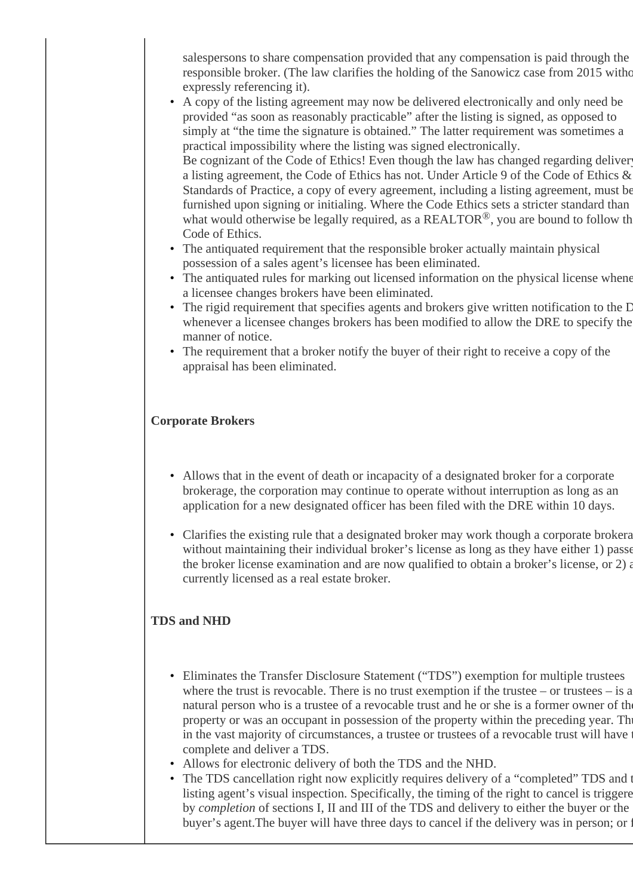salespersons to share compensation provided that any compensation is paid through the responsible broker. (The law clarifies the holding of the Sanowicz case from 2015 witho expressly referencing it).

- A copy of the listing agreement may now be delivered electronically and only need be provided "as soon as reasonably practicable" after the listing is signed, as opposed to simply at "the time the signature is obtained." The latter requirement was sometimes a practical impossibility where the listing was signed electronically.
  Be cognizant of the Code of Ethics! Even though the law has changed regarding delivery a listing agreement, the Code of Ethics has not. Under Article 9 of the Code of Ethics & Standards of Practice, a copy of every agreement, including a listing agreement, must be furnished upon signing or initialing. Where the Code Ethics sets a stricter standard than what would otherwise be legally required, as a REALTOR®, you are bound to follow th Code of Ethics.
- The antiquated requirement that the responsible broker actually maintain physical possession of a sales agent's licensee has been eliminated.
- The antiquated rules for marking out licensed information on the physical license whene a licensee changes brokers have been eliminated.
- The rigid requirement that specifies agents and brokers give written notification to the D whenever a licensee changes brokers has been modified to allow the DRE to specify the manner of notice.
- The requirement that a broker notify the buyer of their right to receive a copy of the appraisal has been eliminated.

**Corporate Brokers**

- Allows that in the event of death or incapacity of a designated broker for a corporate brokerage, the corporation may continue to operate without interruption as long as an application for a new designated officer has been filed with the DRE within 10 days.
- Clarifies the existing rule that a designated broker may work though a corporate brokera without maintaining their individual broker's license as long as they have either 1) passe the broker license examination and are now qualified to obtain a broker's license, or 2) a currently licensed as a real estate broker.

**TDS and NHD**

- Eliminates the Transfer Disclosure Statement ("TDS") exemption for multiple trustees where the trust is revocable. There is no trust exemption if the trustee – or trustees – is a natural person who is a trustee of a revocable trust and he or she is a former owner of th property or was an occupant in possession of the property within the preceding year. Th in the vast majority of circumstances, a trustee or trustees of a revocable trust will have t complete and deliver a TDS.
- Allows for electronic delivery of both the TDS and the NHD.
- The TDS cancellation right now explicitly requires delivery of a "completed" TDS and t listing agent's visual inspection. Specifically, the timing of the right to cancel is triggere by *completion* of sections I, II and III of the TDS and delivery to either the buyer or the buyer's agent.The buyer will have three days to cancel if the delivery was in person; or f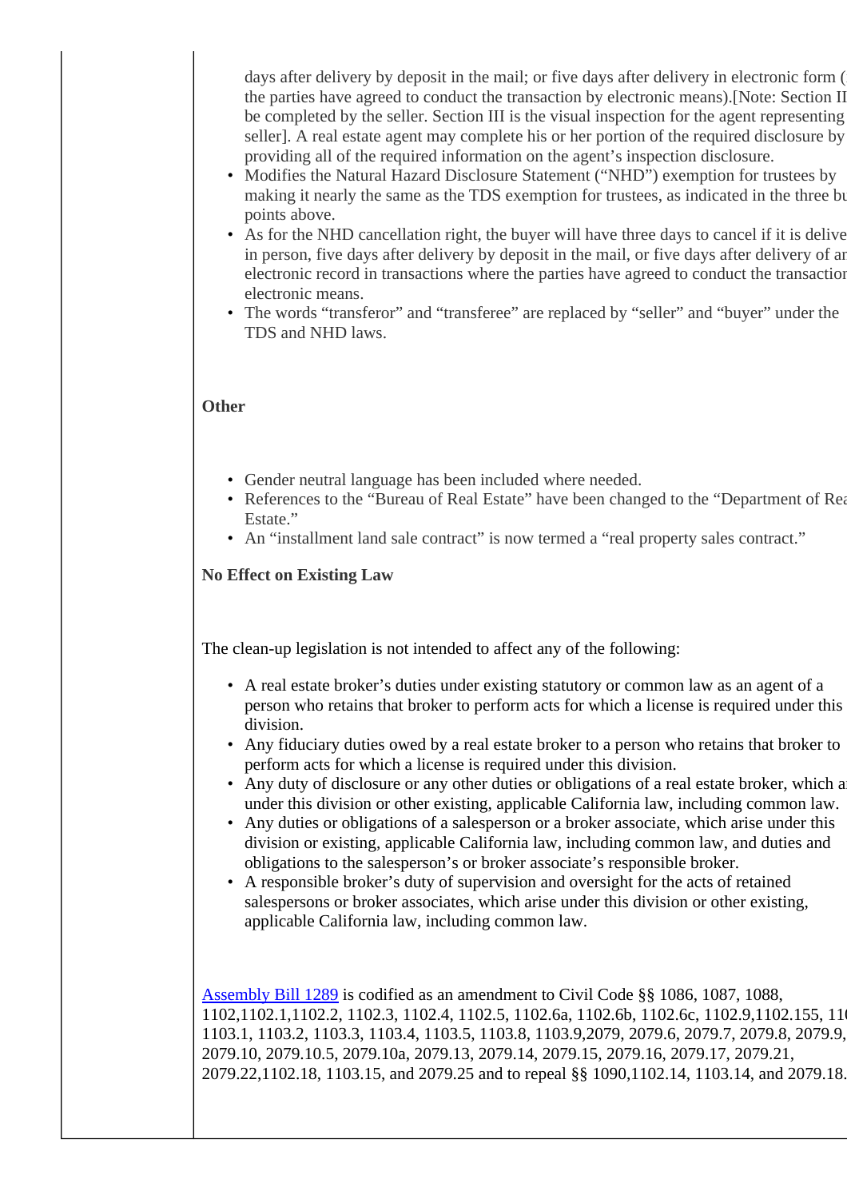days after delivery by deposit in the mail; or five days after delivery in electronic form (the parties have agreed to conduct the transaction by electronic means).[Note: Section II be completed by the seller. Section III is the visual inspection for the agent representing seller]. A real estate agent may complete his or her portion of the required disclosure by providing all of the required information on the agent's inspection disclosure.

- Modifies the Natural Hazard Disclosure Statement ("NHD") exemption for trustees by making it nearly the same as the TDS exemption for trustees, as indicated in the three bu points above.
- As for the NHD cancellation right, the buyer will have three days to cancel if it is delive in person, five days after delivery by deposit in the mail, or five days after delivery of ar electronic record in transactions where the parties have agreed to conduct the transaction electronic means.
- The words "transferor" and "transferee" are replaced by "seller" and "buyer" under the TDS and NHD laws.

**Other**

- Gender neutral language has been included where needed.
- References to the "Bureau of Real Estate" have been changed to the "Department of Rea Estate."
- An "installment land sale contract" is now termed a "real property sales contract."

**No Effect on Existing Law**

The clean-up legislation is not intended to affect any of the following:

- A real estate broker's duties under existing statutory or common law as an agent of a person who retains that broker to perform acts for which a license is required under this division.
- Any fiduciary duties owed by a real estate broker to a person who retains that broker to perform acts for which a license is required under this division.
- Any duty of disclosure or any other duties or obligations of a real estate broker, which a under this division or other existing, applicable California law, including common law.
- Any duties or obligations of a salesperson or a broker associate, which arise under this division or existing, applicable California law, including common law, and duties and obligations to the salesperson's or broker associate's responsible broker.
- A responsible broker's duty of supervision and oversight for the acts of retained salespersons or broker associates, which arise under this division or other existing, applicable California law, including common law.

Assembly Bill 1289 is codified as an amendment to Civil Code §§ 1086, 1087, 1088, 1102,1102.1,1102.2, 1102.3, 1102.4, 1102.5, 1102.6a, 1102.6b, 1102.6c, 1102.9,1102.155, 11 1103.1, 1103.2, 1103.3, 1103.4, 1103.5, 1103.8, 1103.9,2079, 2079.6, 2079.7, 2079.8, 2079.9, 2079.10, 2079.10.5, 2079.10a, 2079.13, 2079.14, 2079.15, 2079.16, 2079.17, 2079.21, 2079.22,1102.18, 1103.15, and 2079.25 and to repeal §§ 1090,1102.14, 1103.14, and 2079.18.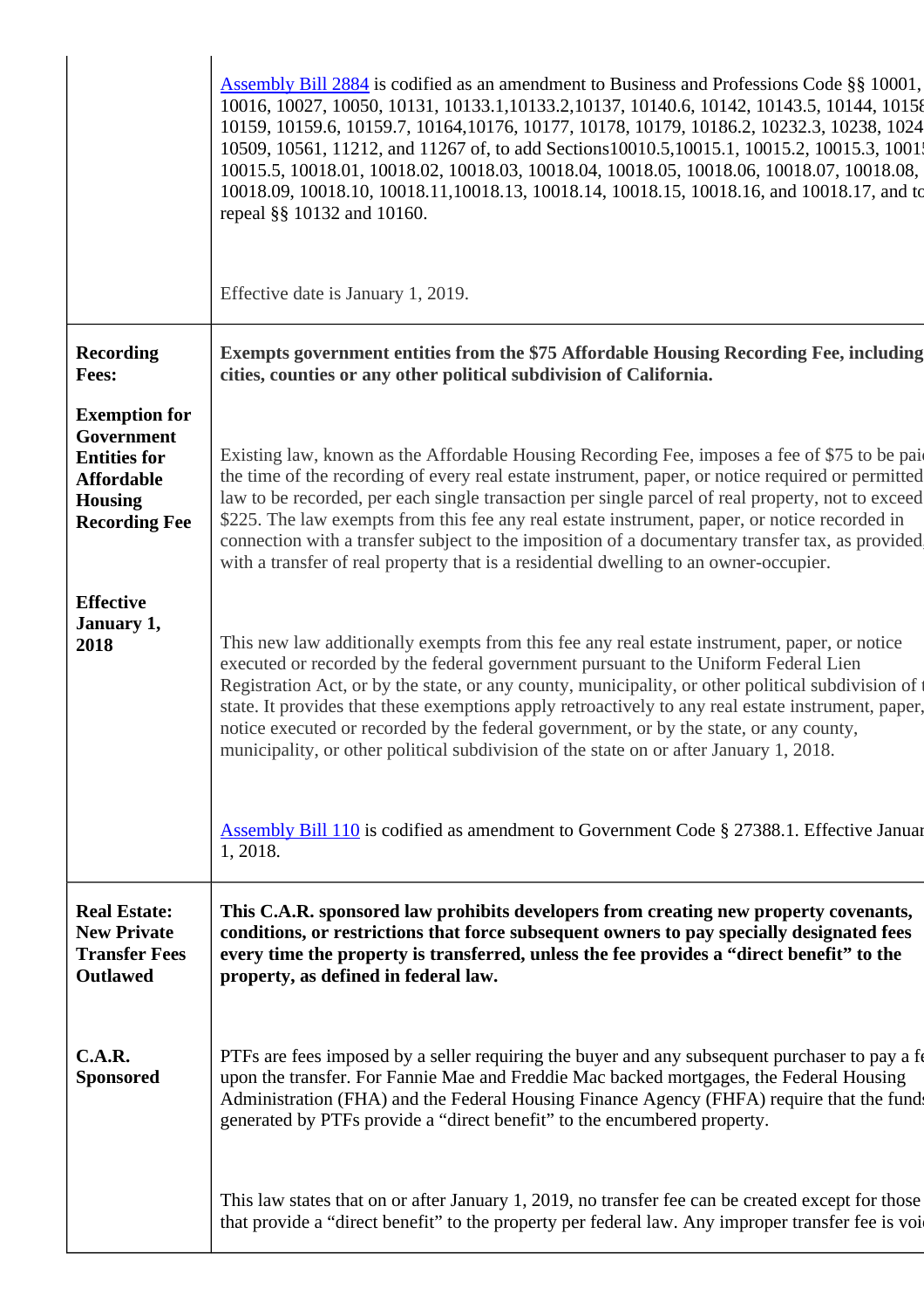| | |
|---|---|
| | Assembly Bill 2884 is codified as an amendment to Business and Professions Code §§ 10001, 10016, 10027, 10050, 10131, 10133.1,10133.2,10137, 10140.6, 10142, 10143.5, 10144, 10158, 10159, 10159.6, 10159.7, 10164,10176, 10177, 10178, 10179, 10186.2, 10232.3, 10238, 1024 10509, 10561, 11212, and 11267 of, to add Sections10010.5,10015.1, 10015.2, 10015.3, 1001 10015.5, 10018.01, 10018.02, 10018.03, 10018.04, 10018.05, 10018.06, 10018.07, 10018.08, 10018.09, 10018.10, 10018.11,10018.13, 10018.14, 10018.15, 10018.16, and 10018.17, and to repeal §§ 10132 and 10160.<br><br>Effective date is January 1, 2019. |
| **Recording Fees:**<br><br>**Exemption for Government Entities for Affordable Housing Recording Fee**<br><br>**Effective January 1, 2018** | **Exempts government entities from the $75 Affordable Housing Recording Fee, including cities, counties or any other political subdivision of California.**<br><br>Existing law, known as the Affordable Housing Recording Fee, imposes a fee of $75 to be pai the time of the recording of every real estate instrument, paper, or notice required or permitted law to be recorded, per each single transaction per single parcel of real property, not to exceed $225. The law exempts from this fee any real estate instrument, paper, or notice recorded in connection with a transfer subject to the imposition of a documentary transfer tax, as provided with a transfer of real property that is a residential dwelling to an owner-occupier.<br><br>This new law additionally exempts from this fee any real estate instrument, paper, or notice executed or recorded by the federal government pursuant to the Uniform Federal Lien Registration Act, or by the state, or any county, municipality, or other political subdivision of t state. It provides that these exemptions apply retroactively to any real estate instrument, paper, notice executed or recorded by the federal government, or by the state, or any county, municipality, or other political subdivision of the state on or after January 1, 2018.<br><br>Assembly Bill 110 is codified as amendment to Government Code § 27388.1. Effective Januar 1, 2018. |
| **Real Estate: New Private Transfer Fees Outlawed**<br><br>**C.A.R. Sponsored** | **This C.A.R. sponsored law prohibits developers from creating new property covenants, conditions, or restrictions that force subsequent owners to pay specially designated fees every time the property is transferred, unless the fee provides a "direct benefit" to the property, as defined in federal law.**<br><br>PTFs are fees imposed by a seller requiring the buyer and any subsequent purchaser to pay a fe upon the transfer. For Fannie Mae and Freddie Mac backed mortgages, the Federal Housing Administration (FHA) and the Federal Housing Finance Agency (FHFA) require that the funds generated by PTFs provide a "direct benefit" to the encumbered property.<br><br>This law states that on or after January 1, 2019, no transfer fee can be created except for those that provide a "direct benefit" to the property per federal law. Any improper transfer fee is voi |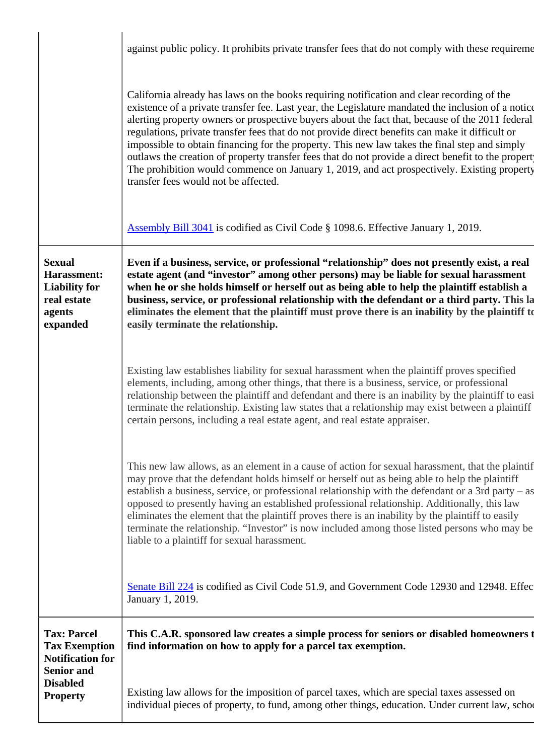| | |
|---|---|
| | against public policy. It prohibits private transfer fees that do not comply with these requireme<br><br>California already has laws on the books requiring notification and clear recording of the existence of a private transfer fee. Last year, the Legislature mandated the inclusion of a notice alerting property owners or prospective buyers about the fact that, because of the 2011 federal regulations, private transfer fees that do not provide direct benefits can make it difficult or impossible to obtain financing for the property. This new law takes the final step and simply outlaws the creation of property transfer fees that do not provide a direct benefit to the propert The prohibition would commence on January 1, 2019, and act prospectively. Existing property transfer fees would not be affected.<br><br>Assembly Bill 3041 is codified as Civil Code § 1098.6. Effective January 1, 2019. |
| **Sexual Harassment: Liability for real estate agents expanded** | **Even if a business, service, or professional "relationship" does not presently exist, a real estate agent (and "investor" among other persons) may be liable for sexual harassment when he or she holds himself or herself out as being able to help the plaintiff establish a business, service, or professional relationship with the defendant or a third party. This la eliminates the element that the plaintiff must prove there is an inability by the plaintiff to easily terminate the relationship.**<br><br>Existing law establishes liability for sexual harassment when the plaintiff proves specified elements, including, among other things, that there is a business, service, or professional relationship between the plaintiff and defendant and there is an inability by the plaintiff to easi terminate the relationship. Existing law states that a relationship may exist between a plaintiff certain persons, including a real estate agent, and real estate appraiser.<br><br>This new law allows, as an element in a cause of action for sexual harassment, that the plaintif may prove that the defendant holds himself or herself out as being able to help the plaintiff establish a business, service, or professional relationship with the defendant or a 3rd party – as opposed to presently having an established professional relationship. Additionally, this law eliminates the element that the plaintiff proves there is an inability by the plaintiff to easily terminate the relationship. "Investor" is now included among those listed persons who may be liable to a plaintiff for sexual harassment.<br><br>Senate Bill 224 is codified as Civil Code 51.9, and Government Code 12930 and 12948. Effec January 1, 2019. |
| **Tax: Parcel Tax Exemption Notification for Senior and Disabled Property** | **This C.A.R. sponsored law creates a simple process for seniors or disabled homeowners t find information on how to apply for a parcel tax exemption.**<br><br>Existing law allows for the imposition of parcel taxes, which are special taxes assessed on individual pieces of property, to fund, among other things, education. Under current law, scho |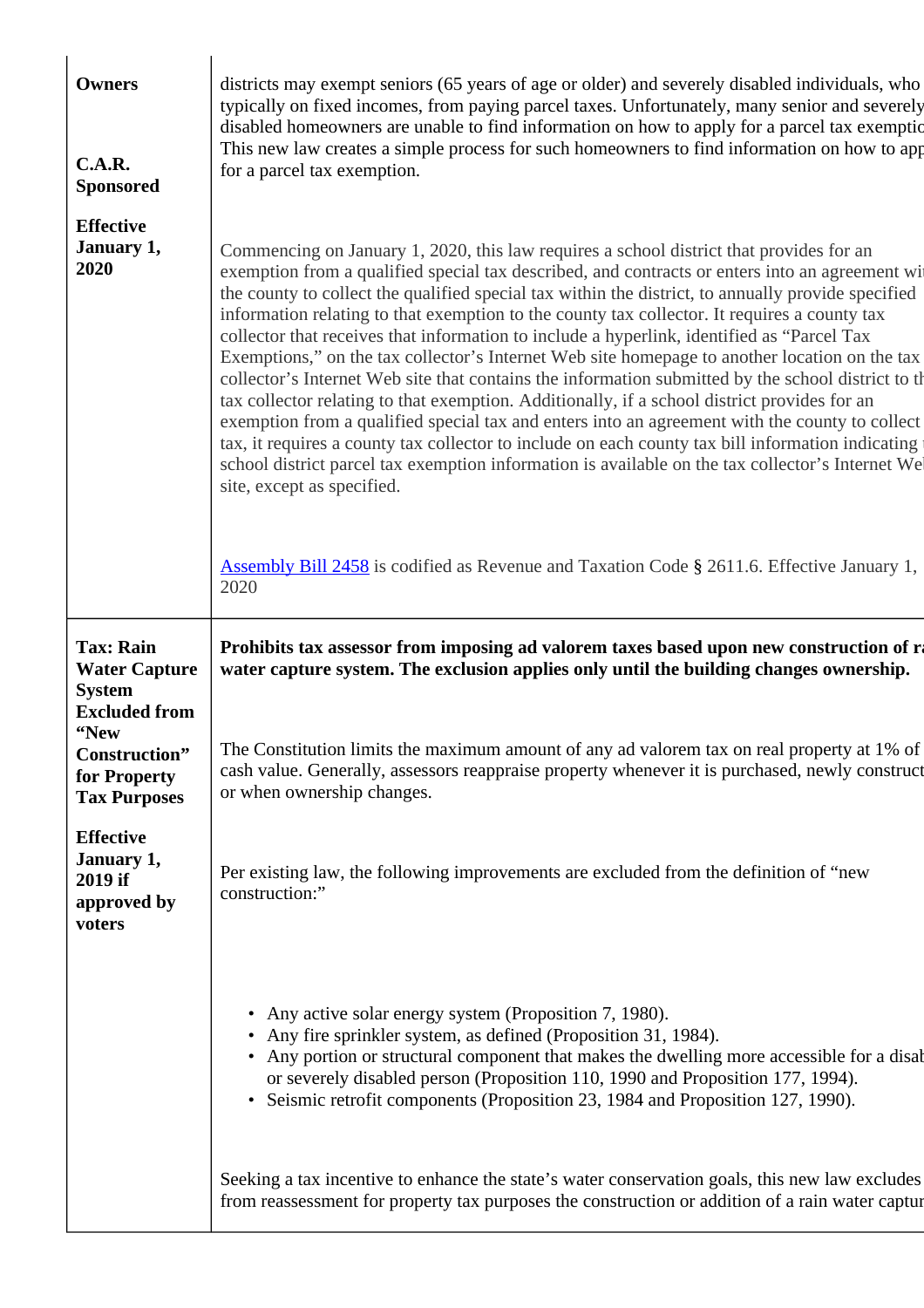| | |
|---|---|
| **Owners**<br><br>**C.A.R. Sponsored**<br><br>**Effective January 1, 2020** | districts may exempt seniors (65 years of age or older) and severely disabled individuals, who typically on fixed incomes, from paying parcel taxes. Unfortunately, many senior and severely disabled homeowners are unable to find information on how to apply for a parcel tax exemptio This new law creates a simple process for such homeowners to find information on how to app for a parcel tax exemption.<br><br>Commencing on January 1, 2020, this law requires a school district that provides for an exemption from a qualified special tax described, and contracts or enters into an agreement wi the county to collect the qualified special tax within the district, to annually provide specified information relating to that exemption to the county tax collector. It requires a county tax collector that receives that information to include a hyperlink, identified as "Parcel Tax Exemptions," on the tax collector's Internet Web site homepage to another location on the tax collector's Internet Web site that contains the information submitted by the school district to th tax collector relating to that exemption. Additionally, if a school district provides for an exemption from a qualified special tax and enters into an agreement with the county to collect tax, it requires a county tax collector to include on each county tax bill information indicating school district parcel tax exemption information is available on the tax collector's Internet Wel site, except as specified.<br><br>Assembly Bill 2458 is codified as Revenue and Taxation Code § 2611.6. Effective January 1, 2020 |
| **Tax: Rain Water Capture System Excluded from "New Construction" for Property Tax Purposes**<br><br>**Effective January 1, 2019 if approved by voters** | **Prohibits tax assessor from imposing ad valorem taxes based upon new construction of ra water capture system. The exclusion applies only until the building changes ownership.**<br><br>The Constitution limits the maximum amount of any ad valorem tax on real property at 1% of cash value. Generally, assessors reappraise property whenever it is purchased, newly construct or when ownership changes.<br><br>Per existing law, the following improvements are excluded from the definition of "new construction:"<br><br>• Any active solar energy system (Proposition 7, 1980).<br>• Any fire sprinkler system, as defined (Proposition 31, 1984).<br>• Any portion or structural component that makes the dwelling more accessible for a disab or severely disabled person (Proposition 110, 1990 and Proposition 177, 1994).<br>• Seismic retrofit components (Proposition 23, 1984 and Proposition 127, 1990).<br><br>Seeking a tax incentive to enhance the state's water conservation goals, this new law excludes from reassessment for property tax purposes the construction or addition of a rain water captur |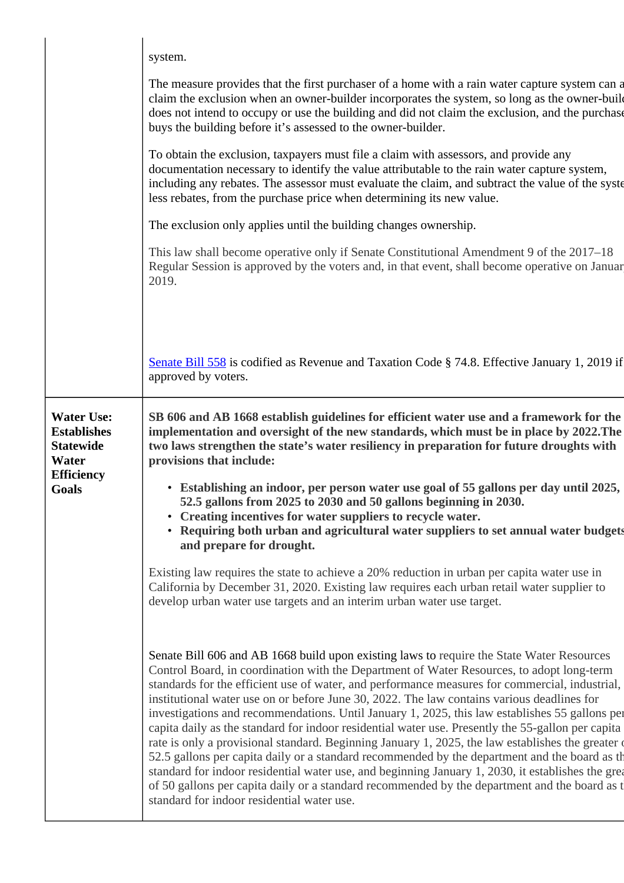| | |
|---|---|
| | system.<br><br>The measure provides that the first purchaser of a home with a rain water capture system can a claim the exclusion when an owner-builder incorporates the system, so long as the owner-build does not intend to occupy or use the building and did not claim the exclusion, and the purchase buys the building before it's assessed to the owner-builder.<br><br>To obtain the exclusion, taxpayers must file a claim with assessors, and provide any documentation necessary to identify the value attributable to the rain water capture system, including any rebates. The assessor must evaluate the claim, and subtract the value of the syste less rebates, from the purchase price when determining its new value.<br><br>The exclusion only applies until the building changes ownership.<br><br>This law shall become operative only if Senate Constitutional Amendment 9 of the 2017–18 Regular Session is approved by the voters and, in that event, shall become operative on Januar 2019.<br><br>Senate Bill 558 is codified as Revenue and Taxation Code § 74.8. Effective January 1, 2019 if approved by voters. |
| **Water Use: Establishes Statewide Water Efficiency Goals** | **SB 606 and AB 1668 establish guidelines for efficient water use and a framework for the implementation and oversight of the new standards, which must be in place by 2022.The two laws strengthen the state's water resiliency in preparation for future droughts with provisions that include:**<br><br>• **Establishing an indoor, per person water use goal of 55 gallons per day until 2025, 52.5 gallons from 2025 to 2030 and 50 gallons beginning in 2030.**<br>• **Creating incentives for water suppliers to recycle water.**<br>• **Requiring both urban and agricultural water suppliers to set annual water budgets and prepare for drought.**<br><br>Existing law requires the state to achieve a 20% reduction in urban per capita water use in California by December 31, 2020. Existing law requires each urban retail water supplier to develop urban water use targets and an interim urban water use target.<br><br>Senate Bill 606 and AB 1668 build upon existing laws to require the State Water Resources Control Board, in coordination with the Department of Water Resources, to adopt long-term standards for the efficient use of water, and performance measures for commercial, industrial, institutional water use on or before June 30, 2022. The law contains various deadlines for investigations and recommendations. Until January 1, 2025, this law establishes 55 gallons per capita daily as the standard for indoor residential water use. Presently the 55-gallon per capita rate is only a provisional standard. Beginning January 1, 2025, the law establishes the greater o 52.5 gallons per capita daily or a standard recommended by the department and the board as th standard for indoor residential water use, and beginning January 1, 2030, it establishes the grea of 50 gallons per capita daily or a standard recommended by the department and the board as t standard for indoor residential water use. |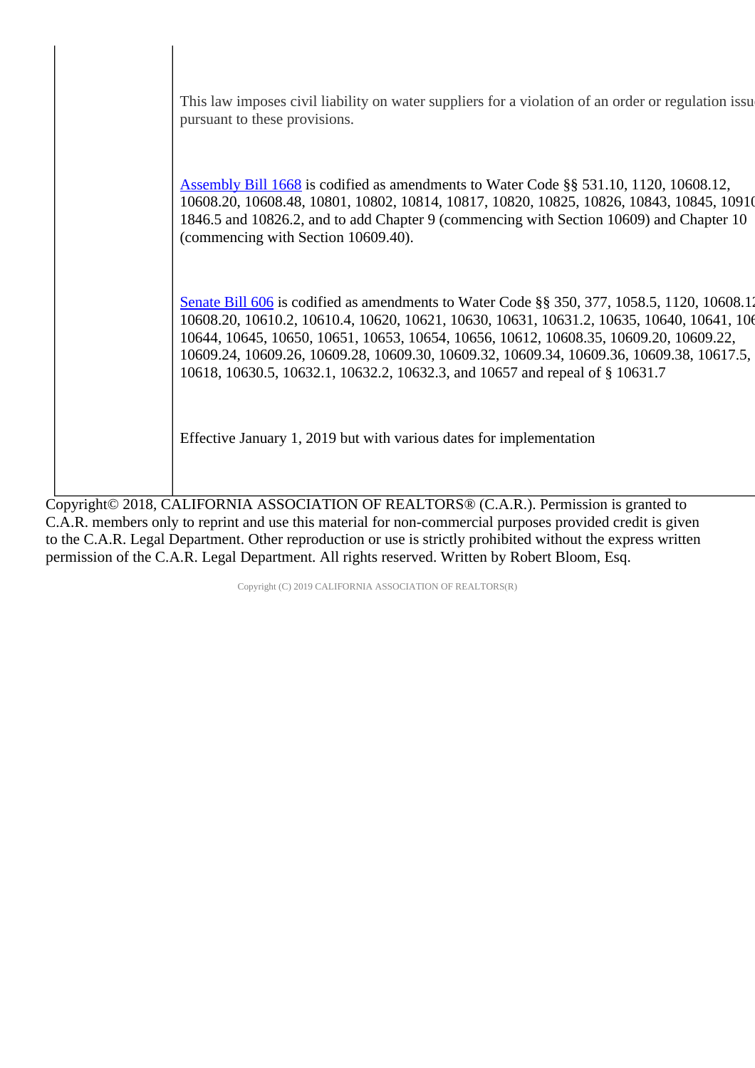| | |
|---|---|
| | This law imposes civil liability on water suppliers for a violation of an order or regulation issu pursuant to these provisions.<br><br>Assembly Bill 1668 is codified as amendments to Water Code §§ 531.10, 1120, 10608.12, 10608.20, 10608.48, 10801, 10802, 10814, 10817, 10820, 10825, 10826, 10843, 10845, 1091( 1846.5 and 10826.2, and to add Chapter 9 (commencing with Section 10609) and Chapter 10 (commencing with Section 10609.40).<br><br>Senate Bill 606 is codified as amendments to Water Code §§ 350, 377, 1058.5, 1120, 10608.1 10608.20, 10610.2, 10610.4, 10620, 10621, 10630, 10631, 10631.2, 10635, 10640, 10641, 106 10644, 10645, 10650, 10651, 10653, 10654, 10656, 10612, 10608.35, 10609.20, 10609.22, 10609.24, 10609.26, 10609.28, 10609.30, 10609.32, 10609.34, 10609.36, 10609.38, 10617.5, 10618, 10630.5, 10632.1, 10632.2, 10632.3, and 10657 and repeal of § 10631.7<br><br>Effective January 1, 2019 but with various dates for implementation |

Copyright© 2018, CALIFORNIA ASSOCIATION OF REALTORS® (C.A.R.). Permission is granted to C.A.R. members only to reprint and use this material for non-commercial purposes provided credit is given to the C.A.R. Legal Department. Other reproduction or use is strictly prohibited without the express written permission of the C.A.R. Legal Department. All rights reserved. Written by Robert Bloom, Esq.